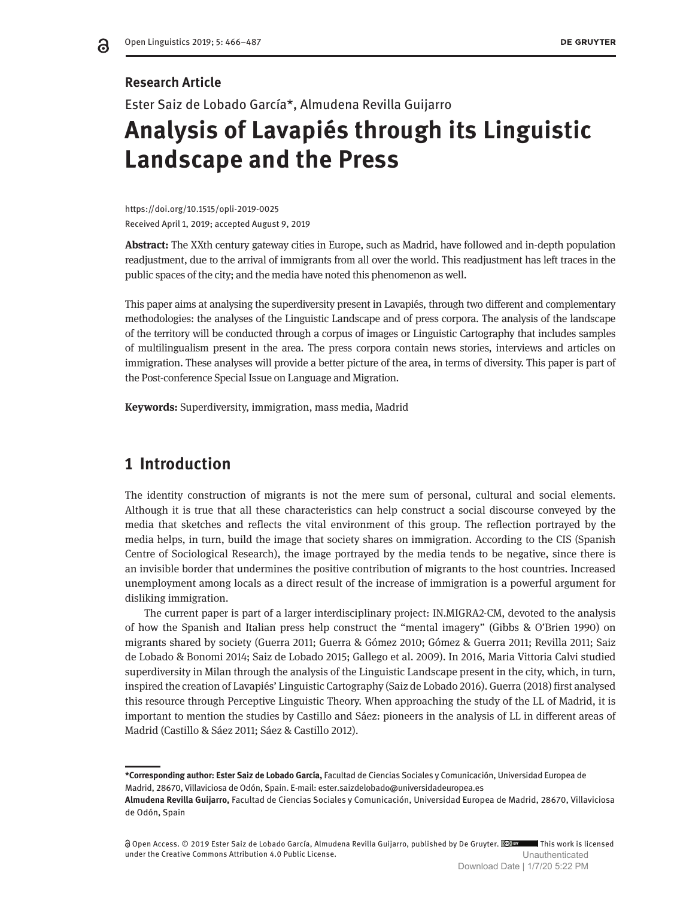**Research Article**

Ester Saiz de Lobado García*, Almudena Revilla Guijarro

# Analysis of Lavapiés through its Linguistic Landscape and the Press

https://doi.org/10.1515/opli-2019-0025
Received April 1, 2019; accepted August 9, 2019

**Abstract:** The XXth century gateway cities in Europe, such as Madrid, have followed and in-depth population readjustment, due to the arrival of immigrants from all over the world. This readjustment has left traces in the public spaces of the city; and the media have noted this phenomenon as well.

This paper aims at analysing the superdiversity present in Lavapiés, through two different and complementary methodologies: the analyses of the Linguistic Landscape and of press corpora. The analysis of the landscape of the territory will be conducted through a corpus of images or Linguistic Cartography that includes samples of multilingualism present in the area. The press corpora contain news stories, interviews and articles on immigration. These analyses will provide a better picture of the area, in terms of diversity. This paper is part of the Post-conference Special Issue on Language and Migration.

**Keywords:** Superdiversity, immigration, mass media, Madrid

## 1 Introduction

The identity construction of migrants is not the mere sum of personal, cultural and social elements. Although it is true that all these characteristics can help construct a social discourse conveyed by the media that sketches and reflects the vital environment of this group. The reflection portrayed by the media helps, in turn, build the image that society shares on immigration. According to the CIS (Spanish Centre of Sociological Research), the image portrayed by the media tends to be negative, since there is an invisible border that undermines the positive contribution of migrants to the host countries. Increased unemployment among locals as a direct result of the increase of immigration is a powerful argument for disliking immigration.

The current paper is part of a larger interdisciplinary project: IN.MIGRA2-CM, devoted to the analysis of how the Spanish and Italian press help construct the "mental imagery" (Gibbs & O'Brien 1990) on migrants shared by society (Guerra 2011; Guerra & Gómez 2010; Gómez & Guerra 2011; Revilla 2011; Saiz de Lobado & Bonomi 2014; Saiz de Lobado 2015; Gallego et al. 2009). In 2016, Maria Vittoria Calvi studied superdiversity in Milan through the analysis of the Linguistic Landscape present in the city, which, in turn, inspired the creation of Lavapiés' Linguistic Cartography (Saiz de Lobado 2016). Guerra (2018) first analysed this resource through Perceptive Linguistic Theory. When approaching the study of the LL of Madrid, it is important to mention the studies by Castillo and Sáez: pioneers in the analysis of LL in different areas of Madrid (Castillo & Sáez 2011; Sáez & Castillo 2012).

---

***Corresponding author: Ester Saiz de Lobado García,** Facultad de Ciencias Sociales y Comunicación, Universidad Europea de Madrid, 28670, Villaviciosa de Odón, Spain. E-mail: ester.saizdelobado@universidadeuropea.es

**Almudena Revilla Guijarro,** Facultad de Ciencias Sociales y Comunicación, Universidad Europea de Madrid, 28670, Villaviciosa de Odón, Spain

Open Access. © 2019 Ester Saiz de Lobado García, Almudena Revilla Guijarro, published by De Gruyter. This work is licensed under the Creative Commons Attribution 4.0 Public License.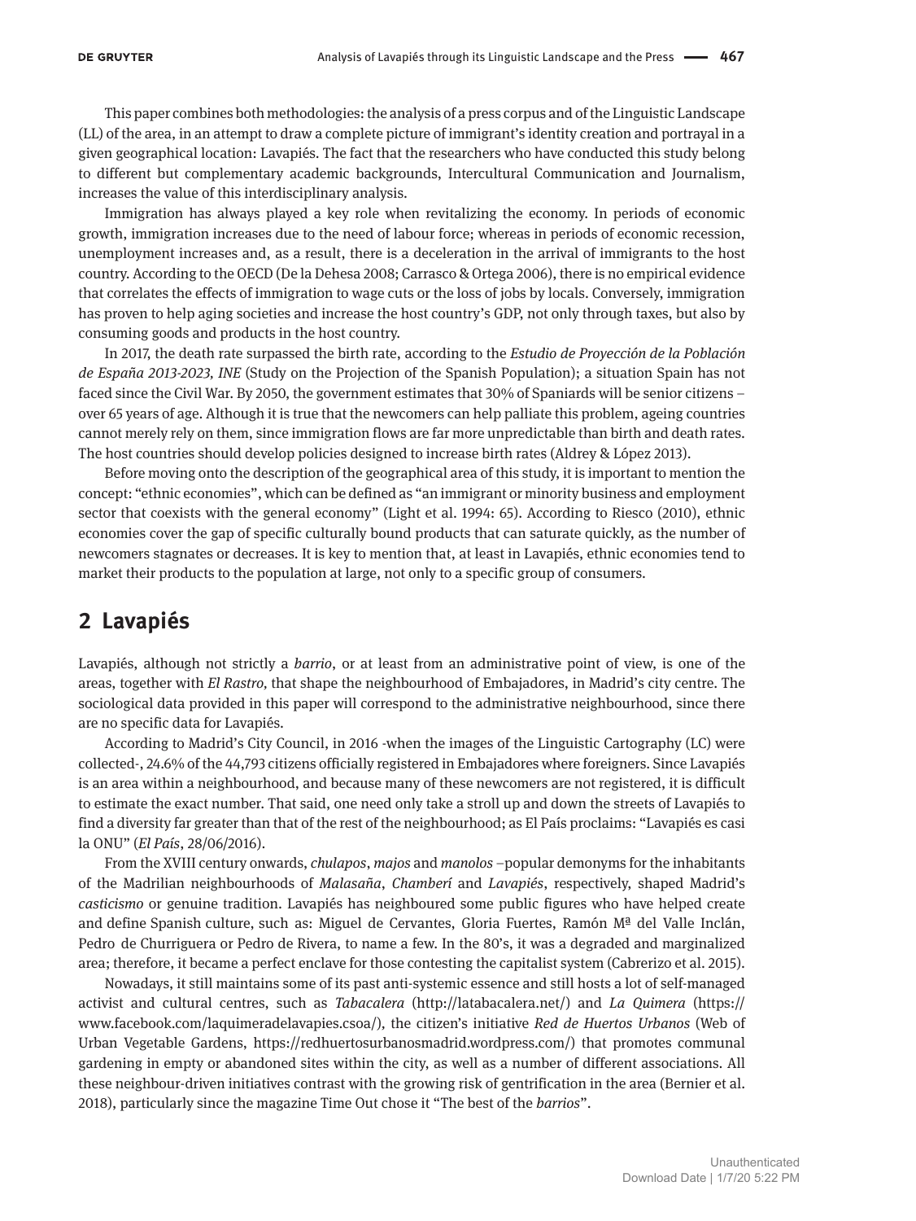This paper combines both methodologies: the analysis of a press corpus and of the Linguistic Landscape (LL) of the area, in an attempt to draw a complete picture of immigrant's identity creation and portrayal in a given geographical location: Lavapiés. The fact that the researchers who have conducted this study belong to different but complementary academic backgrounds, Intercultural Communication and Journalism, increases the value of this interdisciplinary analysis.

Immigration has always played a key role when revitalizing the economy. In periods of economic growth, immigration increases due to the need of labour force; whereas in periods of economic recession, unemployment increases and, as a result, there is a deceleration in the arrival of immigrants to the host country. According to the OECD (De la Dehesa 2008; Carrasco & Ortega 2006), there is no empirical evidence that correlates the effects of immigration to wage cuts or the loss of jobs by locals. Conversely, immigration has proven to help aging societies and increase the host country's GDP, not only through taxes, but also by consuming goods and products in the host country.

In 2017, the death rate surpassed the birth rate, according to the *Estudio de Proyección de la Población de España 2013-2023, INE* (Study on the Projection of the Spanish Population); a situation Spain has not faced since the Civil War. By 2050, the government estimates that 30% of Spaniards will be senior citizens – over 65 years of age. Although it is true that the newcomers can help palliate this problem, ageing countries cannot merely rely on them, since immigration flows are far more unpredictable than birth and death rates. The host countries should develop policies designed to increase birth rates (Aldrey & López 2013).

Before moving onto the description of the geographical area of this study, it is important to mention the concept: "ethnic economies", which can be defined as "an immigrant or minority business and employment sector that coexists with the general economy" (Light et al. 1994: 65). According to Riesco (2010), ethnic economies cover the gap of specific culturally bound products that can saturate quickly, as the number of newcomers stagnates or decreases. It is key to mention that, at least in Lavapiés, ethnic economies tend to market their products to the population at large, not only to a specific group of consumers.

## 2 Lavapiés

Lavapiés, although not strictly a *barrio*, or at least from an administrative point of view, is one of the areas, together with *El Rastro,* that shape the neighbourhood of Embajadores, in Madrid's city centre. The sociological data provided in this paper will correspond to the administrative neighbourhood, since there are no specific data for Lavapiés.

According to Madrid's City Council, in 2016 -when the images of the Linguistic Cartography (LC) were collected-, 24.6% of the 44,793 citizens officially registered in Embajadores where foreigners. Since Lavapiés is an area within a neighbourhood, and because many of these newcomers are not registered, it is difficult to estimate the exact number. That said, one need only take a stroll up and down the streets of Lavapiés to find a diversity far greater than that of the rest of the neighbourhood; as El País proclaims: "Lavapiés es casi la ONU" (*El País*, 28/06/2016).

From the XVIII century onwards, *chulapos*, *majos* and *manolos* –popular demonyms for the inhabitants of the Madrilian neighbourhoods of *Malasaña*, *Chamberí* and *Lavapiés*, respectively, shaped Madrid's *casticismo* or genuine tradition. Lavapiés has neighboured some public figures who have helped create and define Spanish culture, such as: Miguel de Cervantes, Gloria Fuertes, Ramón Mª del Valle Inclán, Pedro de Churriguera or Pedro de Rivera, to name a few. In the 80's, it was a degraded and marginalized area; therefore, it became a perfect enclave for those contesting the capitalist system (Cabrerizo et al. 2015).

Nowadays, it still maintains some of its past anti-systemic essence and still hosts a lot of self-managed activist and cultural centres, such as *Tabacalera* (http://latabacalera.net/) and *La Quimera* (https://www.facebook.com/laquimeradelavapies.csoa/), the citizen's initiative *Red de Huertos Urbanos* (Web of Urban Vegetable Gardens, https://redhuertosurbanosmadrid.wordpress.com/) that promotes communal gardening in empty or abandoned sites within the city, as well as a number of different associations. All these neighbour-driven initiatives contrast with the growing risk of gentrification in the area (Bernier et al. 2018), particularly since the magazine Time Out chose it "The best of the *barrios*".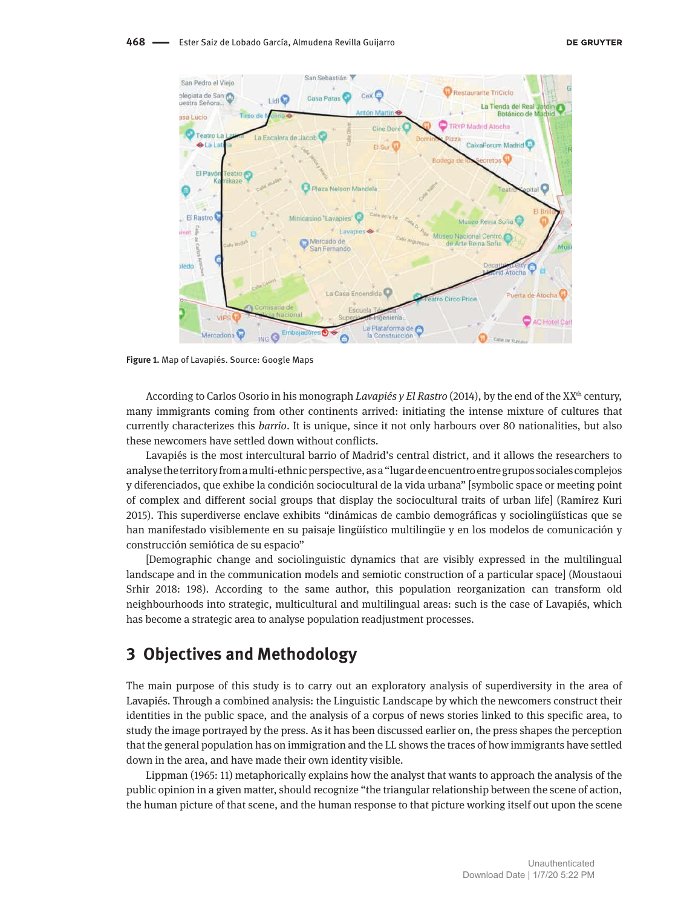Figure 1. Map of Lavapiés. Source: Google Maps

According to Carlos Osorio in his monograph *Lavapiés y El Rastro* (2014), by the end of the XX[th] century, many immigrants coming from other continents arrived: initiating the intense mixture of cultures that currently characterizes this *barrio*. It is unique, since it not only harbours over 80 nationalities, but also these newcomers have settled down without conflicts.

Lavapiés is the most intercultural barrio of Madrid's central district, and it allows the researchers to analyse the territory from a multi-ethnic perspective, as a "lugar de encuentro entre grupos sociales complejos y diferenciados, que exhibe la condición sociocultural de la vida urbana" [symbolic space or meeting point of complex and different social groups that display the sociocultural traits of urban life] (Ramírez Kuri 2015). This superdiverse enclave exhibits "dinámicas de cambio demográficas y sociolingüísticas que se han manifestado visiblemente en su paisaje lingüístico multilingüe y en los modelos de comunicación y construcción semiótica de su espacio"

[Demographic change and sociolinguistic dynamics that are visibly expressed in the multilingual landscape and in the communication models and semiotic construction of a particular space] (Moustaoui Srhir 2018: 198). According to the same author, this population reorganization can transform old neighbourhoods into strategic, multicultural and multilingual areas: such is the case of Lavapiés, which has become a strategic area to analyse population readjustment processes.

## 3 Objectives and Methodology

The main purpose of this study is to carry out an exploratory analysis of superdiversity in the area of Lavapiés. Through a combined analysis: the Linguistic Landscape by which the newcomers construct their identities in the public space, and the analysis of a corpus of news stories linked to this specific area, to study the image portrayed by the press. As it has been discussed earlier on, the press shapes the perception that the general population has on immigration and the LL shows the traces of how immigrants have settled down in the area, and have made their own identity visible.

Lippman (1965: 11) metaphorically explains how the analyst that wants to approach the analysis of the public opinion in a given matter, should recognize "the triangular relationship between the scene of action, the human picture of that scene, and the human response to that picture working itself out upon the scene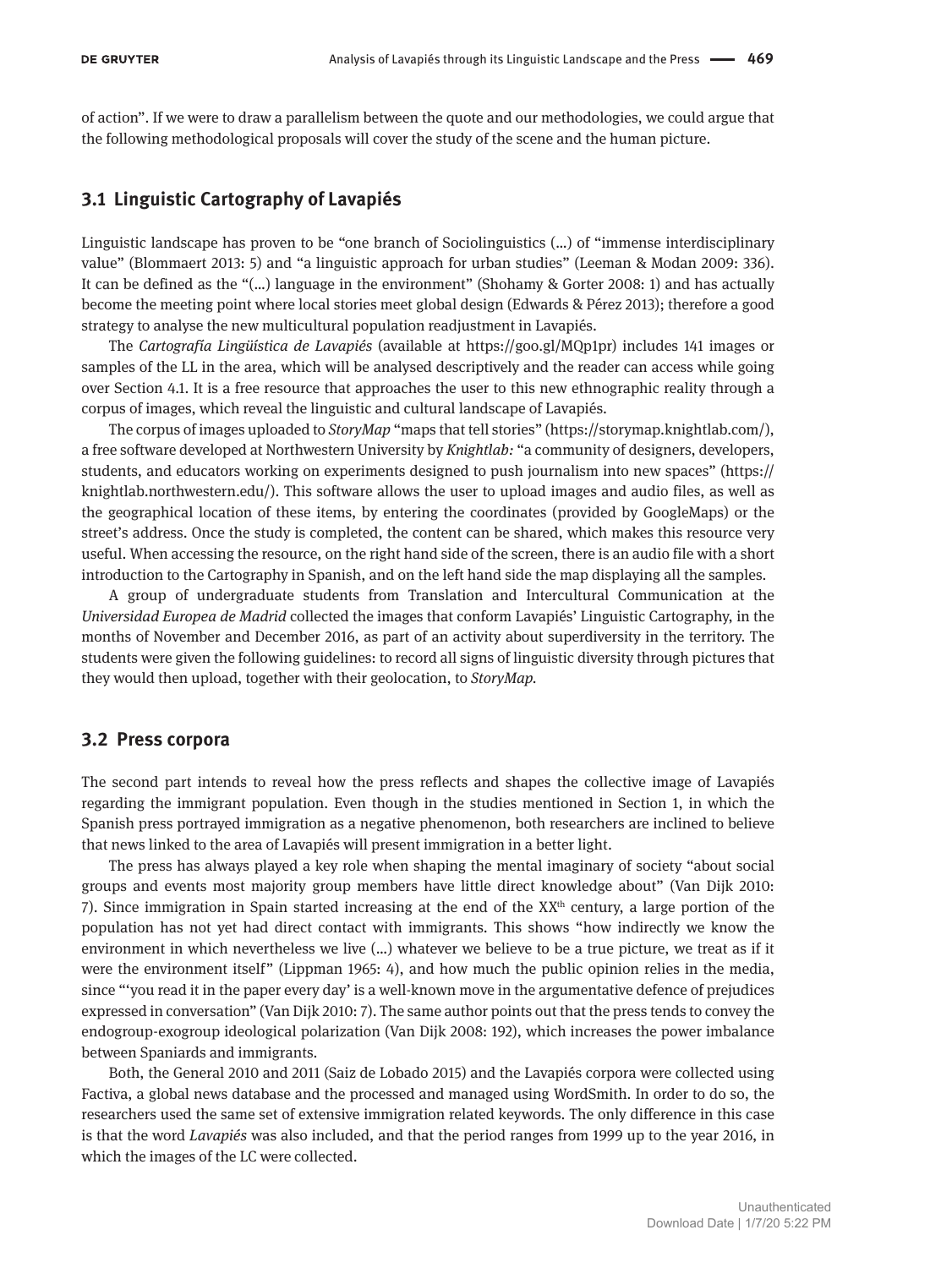of action". If we were to draw a parallelism between the quote and our methodologies, we could argue that the following methodological proposals will cover the study of the scene and the human picture.

## 3.1 Linguistic Cartography of Lavapiés

Linguistic landscape has proven to be "one branch of Sociolinguistics (...) of "immense interdisciplinary value" (Blommaert 2013: 5) and "a linguistic approach for urban studies" (Leeman & Modan 2009: 336). It can be defined as the "(...) language in the environment" (Shohamy & Gorter 2008: 1) and has actually become the meeting point where local stories meet global design (Edwards & Pérez 2013); therefore a good strategy to analyse the new multicultural population readjustment in Lavapiés.

The *Cartografía Lingüística de Lavapiés* (available at https://goo.gl/MQp1pr) includes 141 images or samples of the LL in the area, which will be analysed descriptively and the reader can access while going over Section 4.1. It is a free resource that approaches the user to this new ethnographic reality through a corpus of images, which reveal the linguistic and cultural landscape of Lavapiés.

The corpus of images uploaded to *StoryMap* "maps that tell stories" (https://storymap.knightlab.com/), a free software developed at Northwestern University by *Knightlab:* "a community of designers, developers, students, and educators working on experiments designed to push journalism into new spaces" (https://knightlab.northwestern.edu/). This software allows the user to upload images and audio files, as well as the geographical location of these items, by entering the coordinates (provided by GoogleMaps) or the street's address. Once the study is completed, the content can be shared, which makes this resource very useful. When accessing the resource, on the right hand side of the screen, there is an audio file with a short introduction to the Cartography in Spanish, and on the left hand side the map displaying all the samples.

A group of undergraduate students from Translation and Intercultural Communication at the *Universidad Europea de Madrid* collected the images that conform Lavapiés' Linguistic Cartography, in the months of November and December 2016, as part of an activity about superdiversity in the territory. The students were given the following guidelines: to record all signs of linguistic diversity through pictures that they would then upload, together with their geolocation, to *StoryMap.*

## 3.2 Press corpora

The second part intends to reveal how the press reflects and shapes the collective image of Lavapiés regarding the immigrant population. Even though in the studies mentioned in Section 1, in which the Spanish press portrayed immigration as a negative phenomenon, both researchers are inclined to believe that news linked to the area of Lavapiés will present immigration in a better light.

The press has always played a key role when shaping the mental imaginary of society "about social groups and events most majority group members have little direct knowledge about" (Van Dijk 2010: 7). Since immigration in Spain started increasing at the end of the XX[th] century, a large portion of the population has not yet had direct contact with immigrants. This shows "how indirectly we know the environment in which nevertheless we live (...) whatever we believe to be a true picture, we treat as if it were the environment itself" (Lippman 1965: 4), and how much the public opinion relies in the media, since "'you read it in the paper every day' is a well-known move in the argumentative defence of prejudices expressed in conversation" (Van Dijk 2010: 7). The same author points out that the press tends to convey the endogroup-exogroup ideological polarization (Van Dijk 2008: 192), which increases the power imbalance between Spaniards and immigrants.

Both, the General 2010 and 2011 (Saiz de Lobado 2015) and the Lavapiés corpora were collected using Factiva, a global news database and the processed and managed using WordSmith. In order to do so, the researchers used the same set of extensive immigration related keywords. The only difference in this case is that the word *Lavapiés* was also included, and that the period ranges from 1999 up to the year 2016, in which the images of the LC were collected.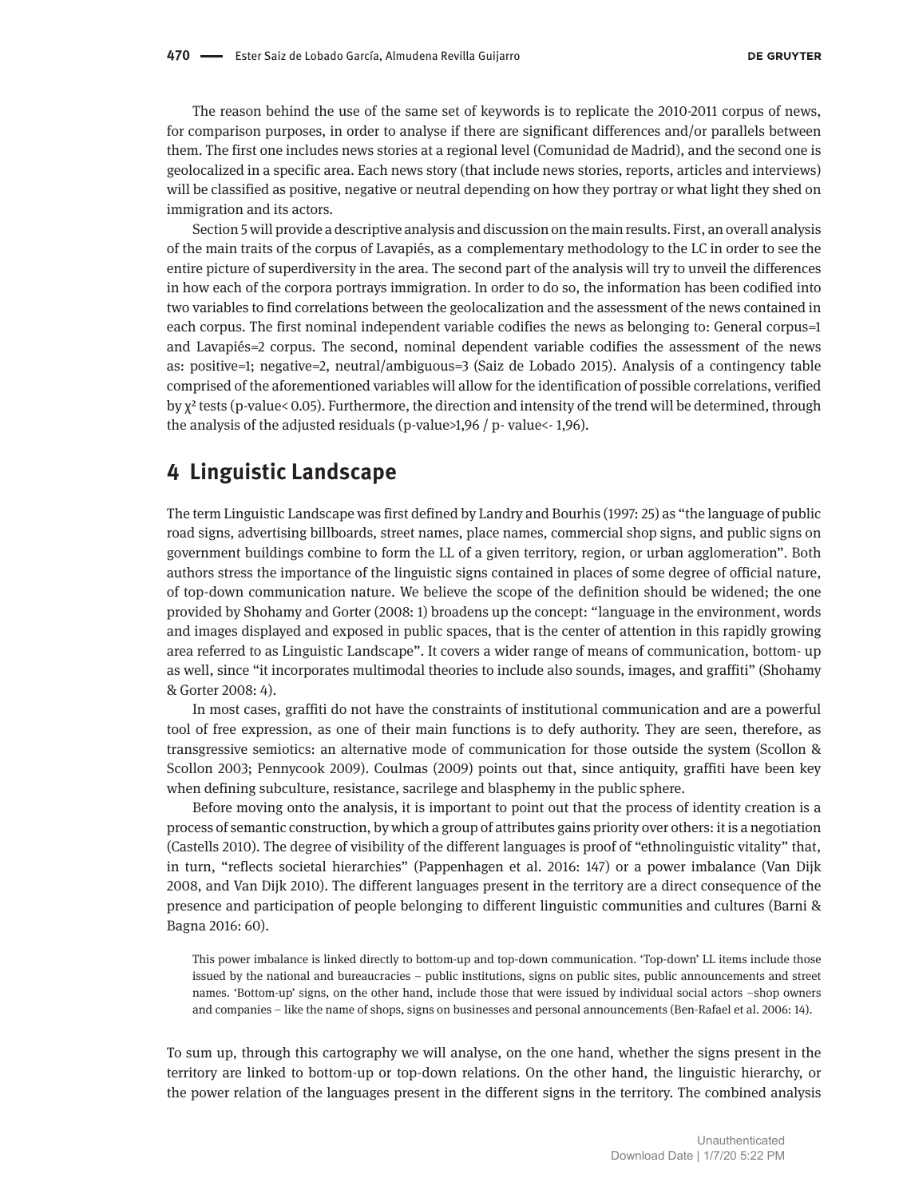The reason behind the use of the same set of keywords is to replicate the 2010-2011 corpus of news, for comparison purposes, in order to analyse if there are significant differences and/or parallels between them. The first one includes news stories at a regional level (Comunidad de Madrid), and the second one is geolocalized in a specific area. Each news story (that include news stories, reports, articles and interviews) will be classified as positive, negative or neutral depending on how they portray or what light they shed on immigration and its actors.

Section 5 will provide a descriptive analysis and discussion on the main results. First, an overall analysis of the main traits of the corpus of Lavapiés, as a complementary methodology to the LC in order to see the entire picture of superdiversity in the area. The second part of the analysis will try to unveil the differences in how each of the corpora portrays immigration. In order to do so, the information has been codified into two variables to find correlations between the geolocalization and the assessment of the news contained in each corpus. The first nominal independent variable codifies the news as belonging to: General corpus=1 and Lavapiés=2 corpus. The second, nominal dependent variable codifies the assessment of the news as: positive=1; negative=2, neutral/ambiguous=3 (Saiz de Lobado 2015). Analysis of a contingency table comprised of the aforementioned variables will allow for the identification of possible correlations, verified by $\chi^2$ tests (p-value< 0.05). Furthermore, the direction and intensity of the trend will be determined, through the analysis of the adjusted residuals (p-value>1,96 / p- value<- 1,96).

## 4 Linguistic Landscape

The term Linguistic Landscape was first defined by Landry and Bourhis (1997: 25) as "the language of public road signs, advertising billboards, street names, place names, commercial shop signs, and public signs on government buildings combine to form the LL of a given territory, region, or urban agglomeration". Both authors stress the importance of the linguistic signs contained in places of some degree of official nature, of top-down communication nature. We believe the scope of the definition should be widened; the one provided by Shohamy and Gorter (2008: 1) broadens up the concept: "language in the environment, words and images displayed and exposed in public spaces, that is the center of attention in this rapidly growing area referred to as Linguistic Landscape". It covers a wider range of means of communication, bottom- up as well, since "it incorporates multimodal theories to include also sounds, images, and graffiti" (Shohamy & Gorter 2008: 4).

In most cases, graffiti do not have the constraints of institutional communication and are a powerful tool of free expression, as one of their main functions is to defy authority. They are seen, therefore, as transgressive semiotics: an alternative mode of communication for those outside the system (Scollon & Scollon 2003; Pennycook 2009). Coulmas (2009) points out that, since antiquity, graffiti have been key when defining subculture, resistance, sacrilege and blasphemy in the public sphere.

Before moving onto the analysis, it is important to point out that the process of identity creation is a process of semantic construction, by which a group of attributes gains priority over others: it is a negotiation (Castells 2010). The degree of visibility of the different languages is proof of "ethnolinguistic vitality" that, in turn, "reflects societal hierarchies" (Pappenhagen et al. 2016: 147) or a power imbalance (Van Dijk 2008, and Van Dijk 2010). The different languages present in the territory are a direct consequence of the presence and participation of people belonging to different linguistic communities and cultures (Barni & Bagna 2016: 60).

> This power imbalance is linked directly to bottom-up and top-down communication. 'Top-down' LL items include those issued by the national and bureaucracies – public institutions, signs on public sites, public announcements and street names. 'Bottom-up' signs, on the other hand, include those that were issued by individual social actors –shop owners and companies – like the name of shops, signs on businesses and personal announcements (Ben-Rafael et al. 2006: 14).

To sum up, through this cartography we will analyse, on the one hand, whether the signs present in the territory are linked to bottom-up or top-down relations. On the other hand, the linguistic hierarchy, or the power relation of the languages present in the different signs in the territory. The combined analysis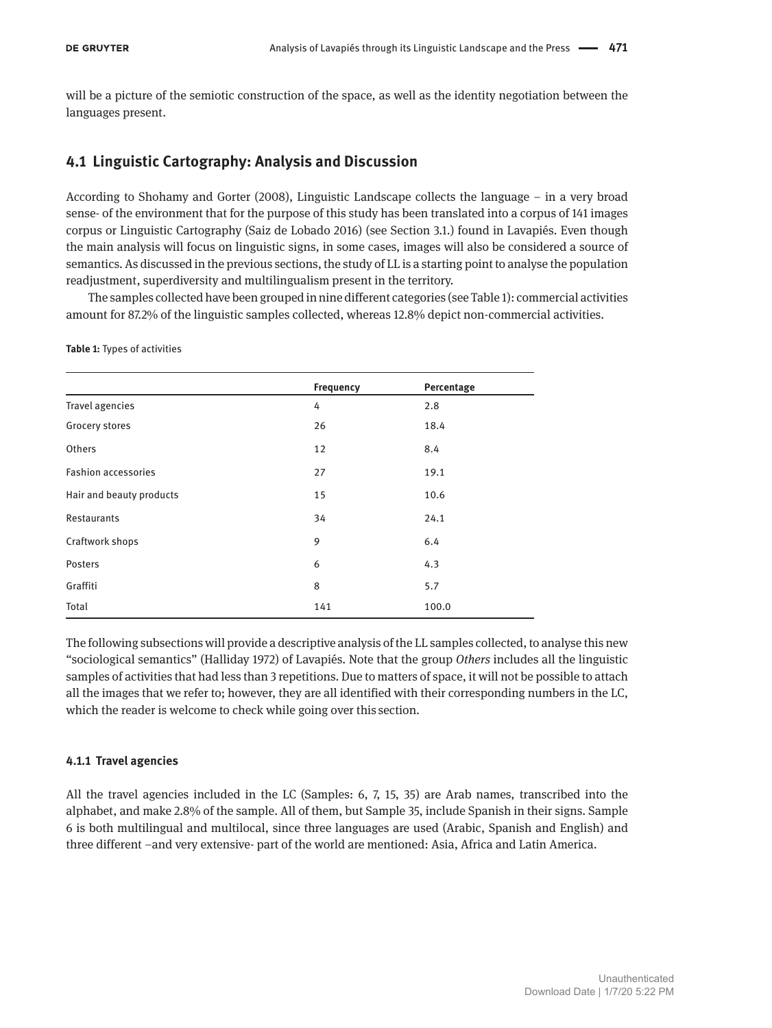will be a picture of the semiotic construction of the space, as well as the identity negotiation between the languages present.

## 4.1 Linguistic Cartography: Analysis and Discussion

According to Shohamy and Gorter (2008), Linguistic Landscape collects the language – in a very broad sense- of the environment that for the purpose of this study has been translated into a corpus of 141 images corpus or Linguistic Cartography (Saiz de Lobado 2016) (see Section 3.1.) found in Lavapiés. Even though the main analysis will focus on linguistic signs, in some cases, images will also be considered a source of semantics. As discussed in the previous sections, the study of LL is a starting point to analyse the population readjustment, superdiversity and multilingualism present in the territory.

The samples collected have been grouped in nine different categories (see Table 1): commercial activities amount for 87.2% of the linguistic samples collected, whereas 12.8% depict non-commercial activities.

**Table 1:** Types of activities

| | Frequency | Percentage |
|---|---|---|
| Travel agencies | 4 | 2.8 |
| Grocery stores | 26 | 18.4 |
| Others | 12 | 8.4 |
| Fashion accessories | 27 | 19.1 |
| Hair and beauty products | 15 | 10.6 |
| Restaurants | 34 | 24.1 |
| Craftwork shops | 9 | 6.4 |
| Posters | 6 | 4.3 |
| Graffiti | 8 | 5.7 |
| Total | 141 | 100.0 |

The following subsections will provide a descriptive analysis of the LL samples collected, to analyse this new "sociological semantics" (Halliday 1972) of Lavapiés. Note that the group *Others* includes all the linguistic samples of activities that had less than 3 repetitions. Due to matters of space, it will not be possible to attach all the images that we refer to; however, they are all identified with their corresponding numbers in the LC, which the reader is welcome to check while going over this section.

### 4.1.1 Travel agencies

All the travel agencies included in the LC (Samples: 6, 7, 15, 35) are Arab names, transcribed into the alphabet, and make 2.8% of the sample. All of them, but Sample 35, include Spanish in their signs. Sample 6 is both multilingual and multilocal, since three languages are used (Arabic, Spanish and English) and three different –and very extensive- part of the world are mentioned: Asia, Africa and Latin America.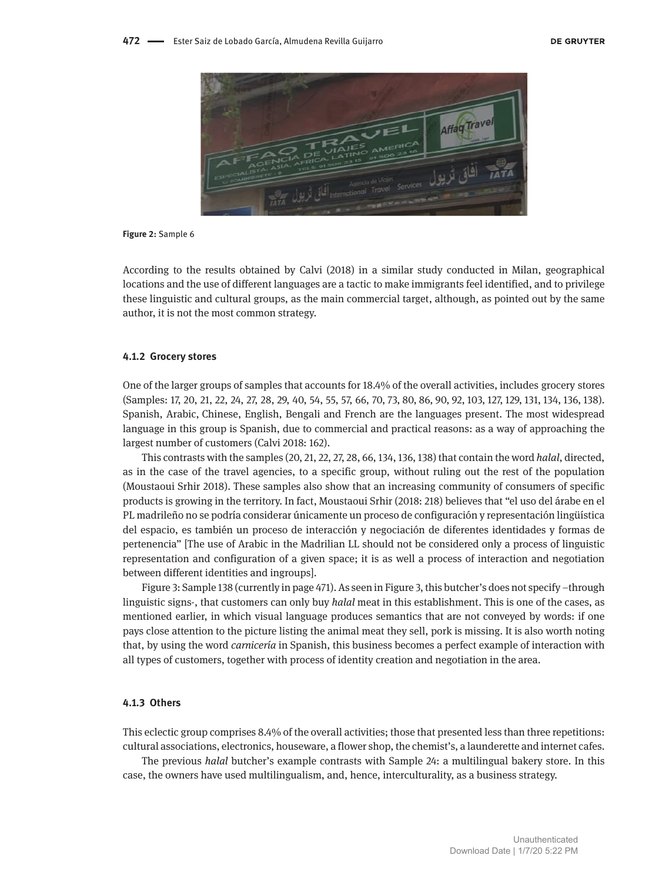Figure 2: Sample 6

According to the results obtained by Calvi (2018) in a similar study conducted in Milan, geographical locations and the use of different languages are a tactic to make immigrants feel identified, and to privilege these linguistic and cultural groups, as the main commercial target, although, as pointed out by the same author, it is not the most common strategy.

#### 4.1.2 Grocery stores

One of the larger groups of samples that accounts for 18.4% of the overall activities, includes grocery stores (Samples: 17, 20, 21, 22, 24, 27, 28, 29, 40, 54, 55, 57, 66, 70, 73, 80, 86, 90, 92, 103, 127, 129, 131, 134, 136, 138). Spanish, Arabic, Chinese, English, Bengali and French are the languages present. The most widespread language in this group is Spanish, due to commercial and practical reasons: as a way of approaching the largest number of customers (Calvi 2018: 162).

This contrasts with the samples (20, 21, 22, 27, 28, 66, 134, 136, 138) that contain the word *halal*, directed, as in the case of the travel agencies, to a specific group, without ruling out the rest of the population (Moustaoui Srhir 2018). These samples also show that an increasing community of consumers of specific products is growing in the territory. In fact, Moustaoui Srhir (2018: 218) believes that "el uso del árabe en el PL madrileño no se podría considerar únicamente un proceso de configuración y representación lingüística del espacio, es también un proceso de interacción y negociación de diferentes identidades y formas de pertenencia" [The use of Arabic in the Madrilian LL should not be considered only a process of linguistic representation and configuration of a given space; it is as well a process of interaction and negotiation between different identities and ingroups].

Figure 3: Sample 138 (currently in page 471). As seen in Figure 3, this butcher's does not specify –through linguistic signs-, that customers can only buy *halal* meat in this establishment. This is one of the cases, as mentioned earlier, in which visual language produces semantics that are not conveyed by words: if one pays close attention to the picture listing the animal meat they sell, pork is missing. It is also worth noting that, by using the word *carnicería* in Spanish, this business becomes a perfect example of interaction with all types of customers, together with process of identity creation and negotiation in the area.

#### 4.1.3 Others

This eclectic group comprises 8.4% of the overall activities; those that presented less than three repetitions: cultural associations, electronics, houseware, a flower shop, the chemist's, a launderette and internet cafes.

The previous *halal* butcher's example contrasts with Sample 24: a multilingual bakery store. In this case, the owners have used multilingualism, and, hence, interculturality, as a business strategy.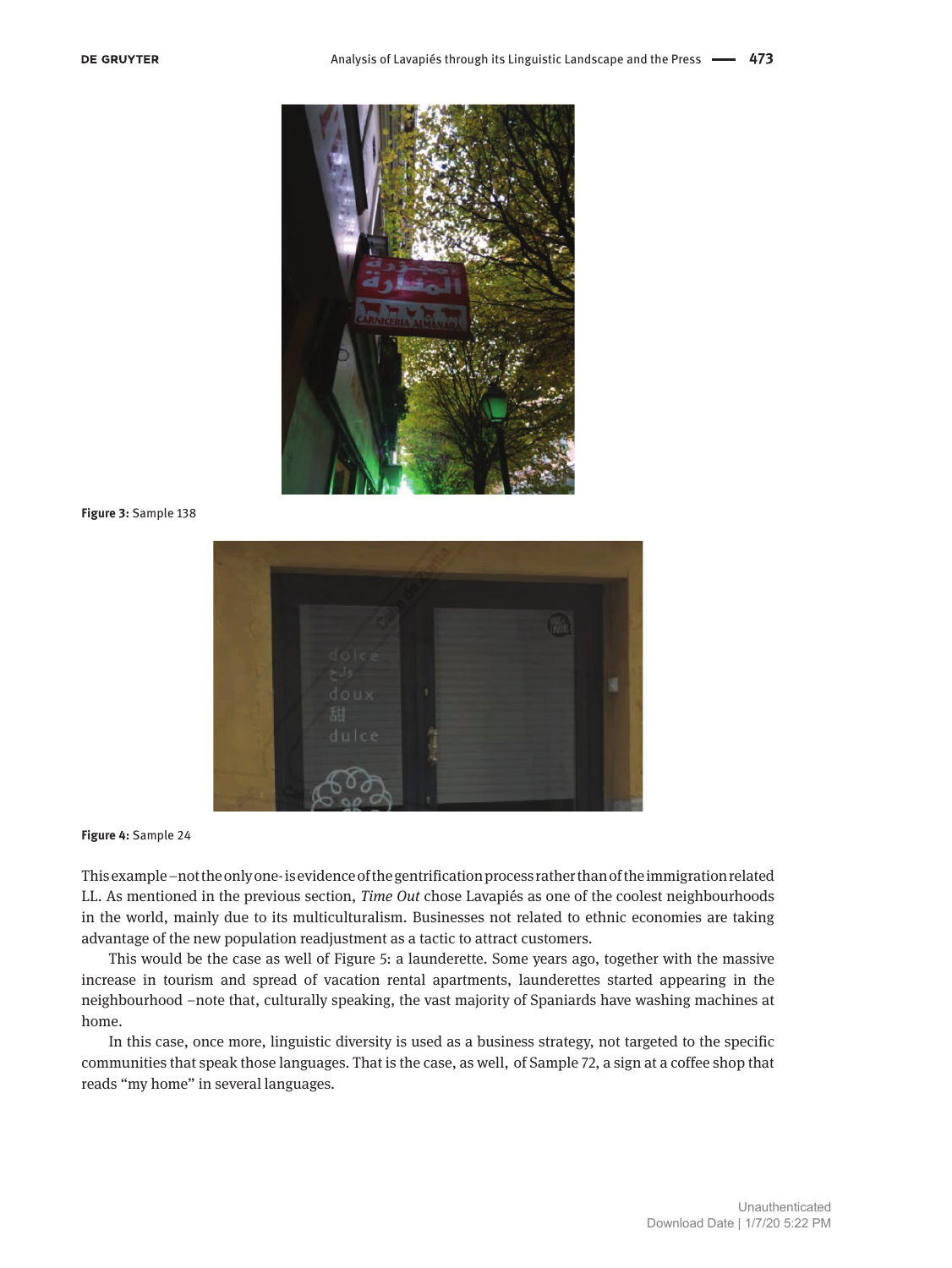Figure 3: Sample 138

Figure 4: Sample 24

This example –not the only one- is evidence of the gentrification process rather than of the immigration related LL. As mentioned in the previous section, *Time Out* chose Lavapiés as one of the coolest neighbourhoods in the world, mainly due to its multiculturalism. Businesses not related to ethnic economies are taking advantage of the new population readjustment as a tactic to attract customers.

This would be the case as well of Figure 5: a launderette. Some years ago, together with the massive increase in tourism and spread of vacation rental apartments, launderettes started appearing in the neighbourhood –note that, culturally speaking, the vast majority of Spaniards have washing machines at home.

In this case, once more, linguistic diversity is used as a business strategy, not targeted to the specific communities that speak those languages. That is the case, as well, of Sample 72, a sign at a coffee shop that reads "my home" in several languages.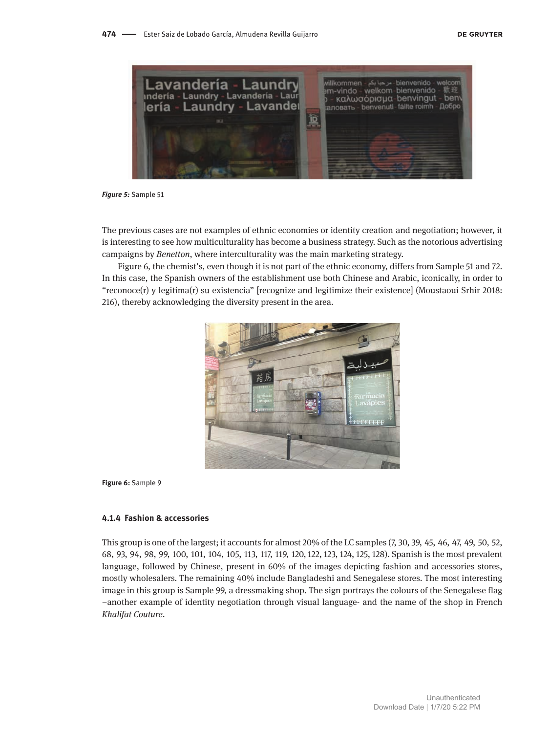Figure 5: Sample 51

The previous cases are not examples of ethnic economies or identity creation and negotiation; however, it is interesting to see how multiculturality has become a business strategy. Such as the notorious advertising campaigns by *Benetton*, where interculturality was the main marketing strategy.

Figure 6, the chemist's, even though it is not part of the ethnic economy, differs from Sample 51 and 72. In this case, the Spanish owners of the establishment use both Chinese and Arabic, iconically, in order to "reconoce(r) y legitima(r) su existencia" [recognize and legitimize their existence] (Moustaoui Srhir 2018: 216), thereby acknowledging the diversity present in the area.

Figure 6: Sample 9

#### 4.1.4 Fashion & accessories

This group is one of the largest; it accounts for almost 20% of the LC samples (7, 30, 39, 45, 46, 47, 49, 50, 52, 68, 93, 94, 98, 99, 100, 101, 104, 105, 113, 117, 119, 120, 122, 123, 124, 125, 128). Spanish is the most prevalent language, followed by Chinese, present in 60% of the images depicting fashion and accessories stores, mostly wholesalers. The remaining 40% include Bangladeshi and Senegalese stores. The most interesting image in this group is Sample 99, a dressmaking shop. The sign portrays the colours of the Senegalese flag –another example of identity negotiation through visual language- and the name of the shop in French *Khalifat Couture*.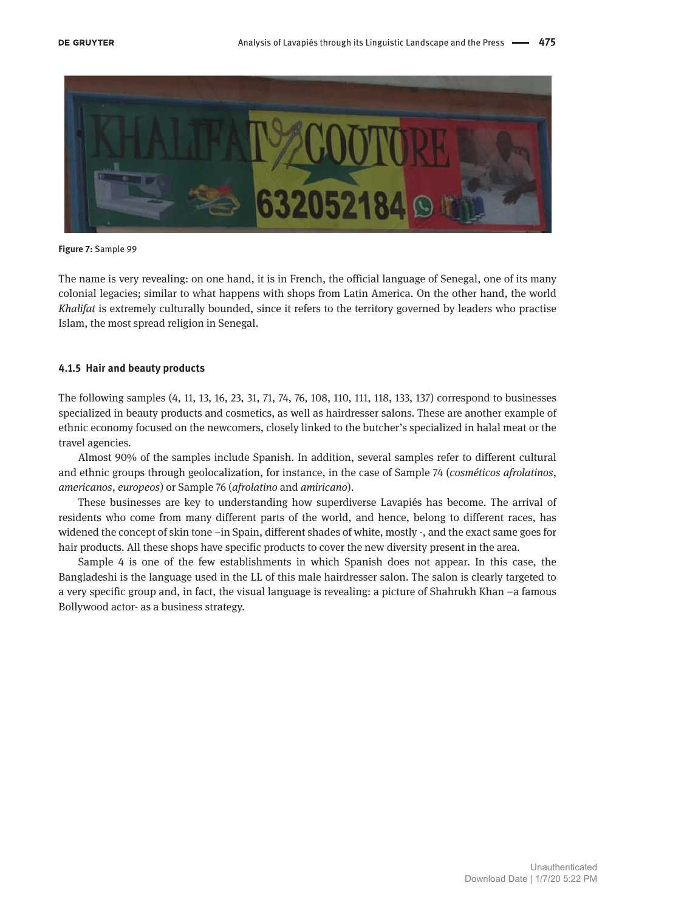Figure 7: Sample 99

The name is very revealing: on one hand, it is in French, the official language of Senegal, one of its many colonial legacies; similar to what happens with shops from Latin America. On the other hand, the world *Khalifat* is extremely culturally bounded, since it refers to the territory governed by leaders who practise Islam, the most spread religion in Senegal.

### 4.1.5 Hair and beauty products

The following samples (4, 11, 13, 16, 23, 31, 71, 74, 76, 108, 110, 111, 118, 133, 137) correspond to businesses specialized in beauty products and cosmetics, as well as hairdresser salons. These are another example of ethnic economy focused on the newcomers, closely linked to the butcher's specialized in halal meat or the travel agencies.

Almost 90% of the samples include Spanish. In addition, several samples refer to different cultural and ethnic groups through geolocalization, for instance, in the case of Sample 74 (*cosméticos afrolatinos*, *americanos*, *europeos*) or Sample 76 (*afrolatino* and *amiricano*).

These businesses are key to understanding how superdiverse Lavapiés has become. The arrival of residents who come from many different parts of the world, and hence, belong to different races, has widened the concept of skin tone –in Spain, different shades of white, mostly -, and the exact same goes for hair products. All these shops have specific products to cover the new diversity present in the area.

Sample 4 is one of the few establishments in which Spanish does not appear. In this case, the Bangladeshi is the language used in the LL of this male hairdresser salon. The salon is clearly targeted to a very specific group and, in fact, the visual language is revealing: a picture of Shahrukh Khan –a famous Bollywood actor- as a business strategy.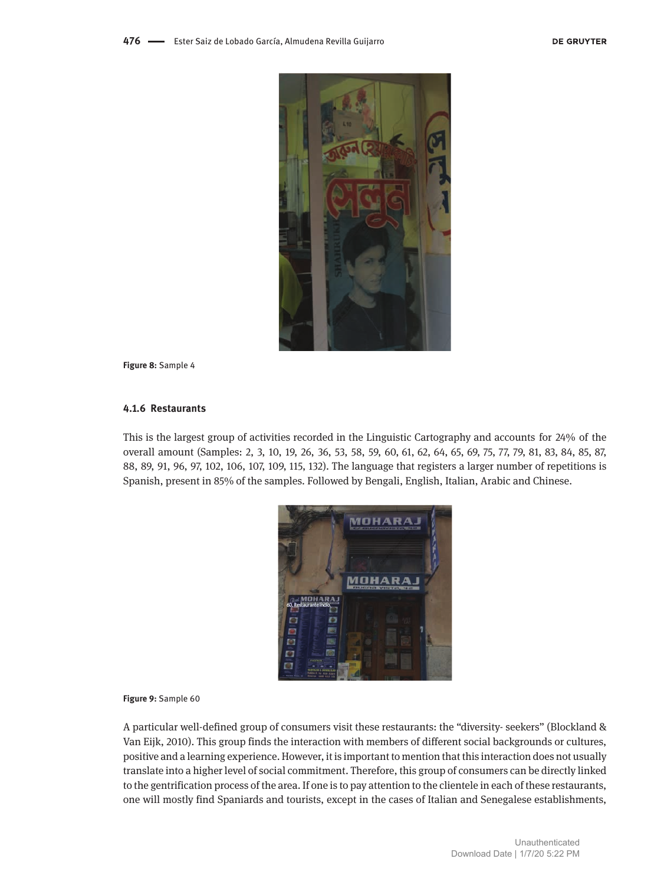Figure 8: Sample 4

#### 4.1.6 Restaurants

This is the largest group of activities recorded in the Linguistic Cartography and accounts for 24% of the overall amount (Samples: 2, 3, 10, 19, 26, 36, 53, 58, 59, 60, 61, 62, 64, 65, 69, 75, 77, 79, 81, 83, 84, 85, 87, 88, 89, 91, 96, 97, 102, 106, 107, 109, 115, 132). The language that registers a larger number of repetitions is Spanish, present in 85% of the samples. Followed by Bengali, English, Italian, Arabic and Chinese.

Figure 9: Sample 60

A particular well-defined group of consumers visit these restaurants: the "diversity- seekers" (Blockland & Van Eijk, 2010). This group finds the interaction with members of different social backgrounds or cultures, positive and a learning experience. However, it is important to mention that this interaction does not usually translate into a higher level of social commitment. Therefore, this group of consumers can be directly linked to the gentrification process of the area. If one is to pay attention to the clientele in each of these restaurants, one will mostly find Spaniards and tourists, except in the cases of Italian and Senegalese establishments,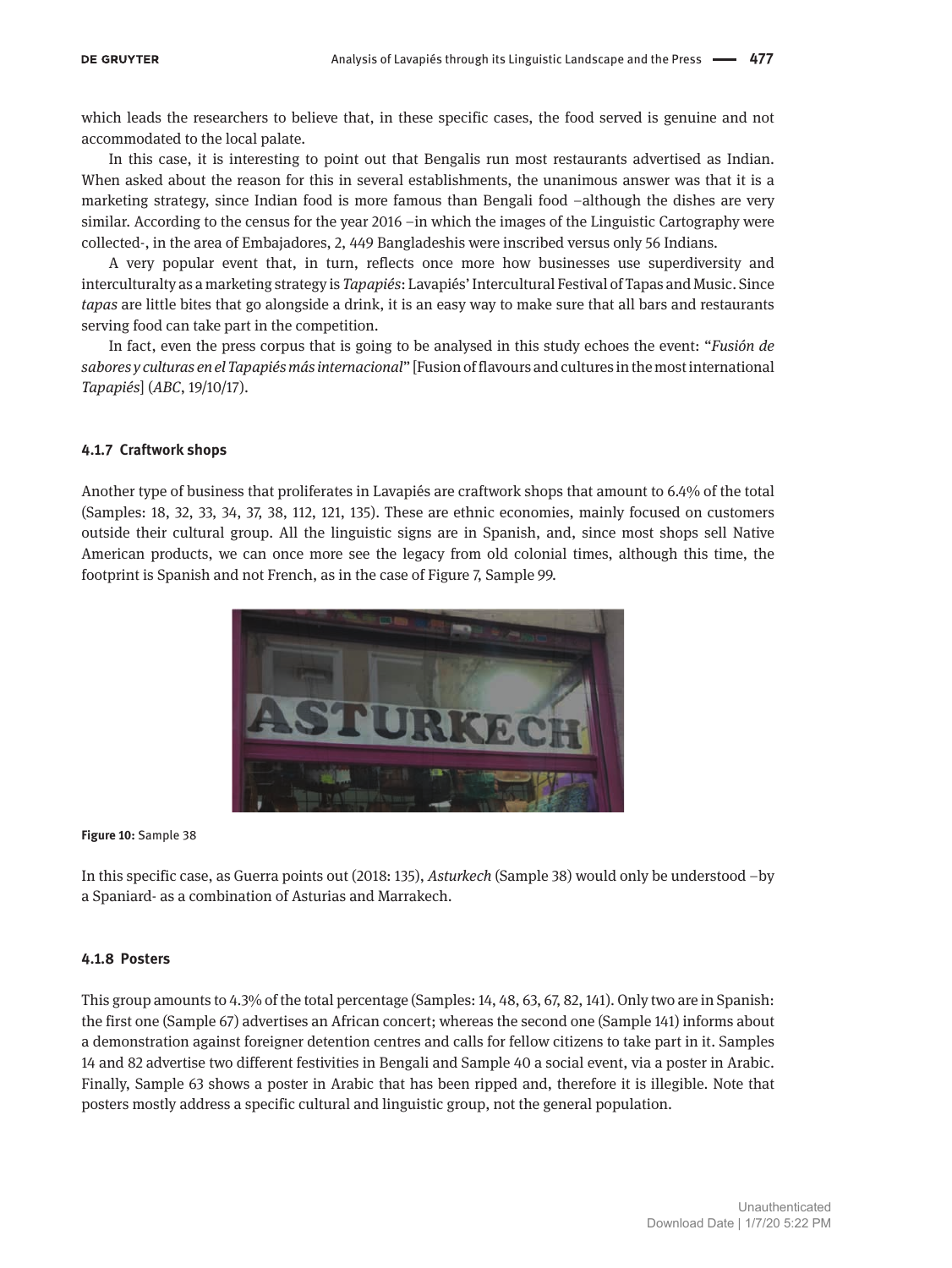which leads the researchers to believe that, in these specific cases, the food served is genuine and not accommodated to the local palate.

In this case, it is interesting to point out that Bengalis run most restaurants advertised as Indian. When asked about the reason for this in several establishments, the unanimous answer was that it is a marketing strategy, since Indian food is more famous than Bengali food –although the dishes are very similar. According to the census for the year 2016 –in which the images of the Linguistic Cartography were collected-, in the area of Embajadores, 2, 449 Bangladeshis were inscribed versus only 56 Indians.

A very popular event that, in turn, reflects once more how businesses use superdiversity and interculturalty as a marketing strategy is *Tapapiés*: Lavapiés' Intercultural Festival of Tapas and Music. Since *tapas* are little bites that go alongside a drink, it is an easy way to make sure that all bars and restaurants serving food can take part in the competition.

In fact, even the press corpus that is going to be analysed in this study echoes the event: "*Fusión de sabores y culturas en el Tapapiés más internacional*" [Fusion of flavours and cultures in the most international *Tapapiés*] (*ABC*, 19/10/17).

#### 4.1.7 Craftwork shops

Another type of business that proliferates in Lavapiés are craftwork shops that amount to 6.4% of the total (Samples: 18, 32, 33, 34, 37, 38, 112, 121, 135). These are ethnic economies, mainly focused on customers outside their cultural group. All the linguistic signs are in Spanish, and, since most shops sell Native American products, we can once more see the legacy from old colonial times, although this time, the footprint is Spanish and not French, as in the case of Figure 7, Sample 99.

**Figure 10:** Sample 38

In this specific case, as Guerra points out (2018: 135), *Asturkech* (Sample 38) would only be understood –by a Spaniard- as a combination of Asturias and Marrakech.

#### 4.1.8 Posters

This group amounts to 4.3% of the total percentage (Samples: 14, 48, 63, 67, 82, 141). Only two are in Spanish: the first one (Sample 67) advertises an African concert; whereas the second one (Sample 141) informs about a demonstration against foreigner detention centres and calls for fellow citizens to take part in it. Samples 14 and 82 advertise two different festivities in Bengali and Sample 40 a social event, via a poster in Arabic. Finally, Sample 63 shows a poster in Arabic that has been ripped and, therefore it is illegible. Note that posters mostly address a specific cultural and linguistic group, not the general population.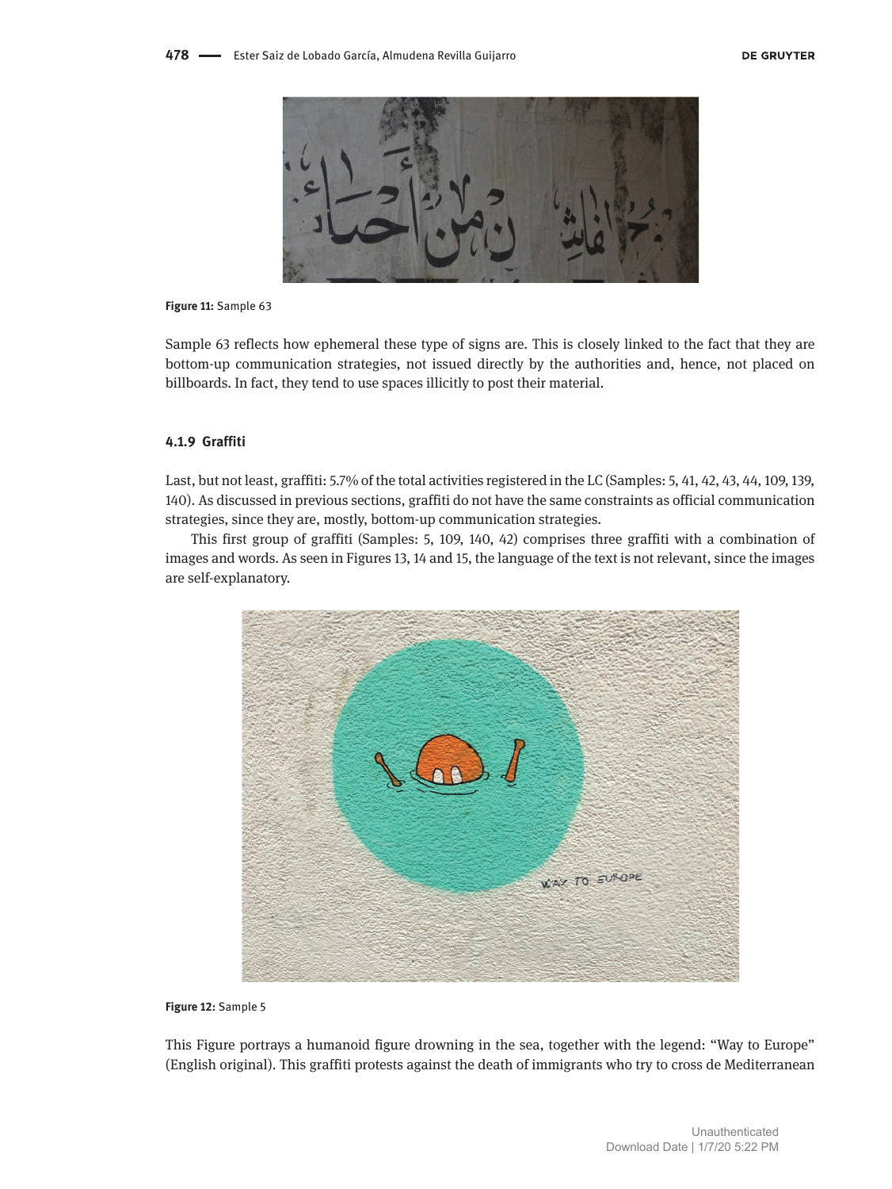Figure 11: Sample 63

Sample 63 reflects how ephemeral these type of signs are. This is closely linked to the fact that they are bottom-up communication strategies, not issued directly by the authorities and, hence, not placed on billboards. In fact, they tend to use spaces illicitly to post their material.

### 4.1.9 Graffiti

Last, but not least, graffiti: 5.7% of the total activities registered in the LC (Samples: 5, 41, 42, 43, 44, 109, 139, 140). As discussed in previous sections, graffiti do not have the same constraints as official communication strategies, since they are, mostly, bottom-up communication strategies.

This first group of graffiti (Samples: 5, 109, 140, 42) comprises three graffiti with a combination of images and words. As seen in Figures 13, 14 and 15, the language of the text is not relevant, since the images are self-explanatory.

Figure 12: Sample 5

This Figure portrays a humanoid figure drowning in the sea, together with the legend: "Way to Europe" (English original). This graffiti protests against the death of immigrants who try to cross de Mediterranean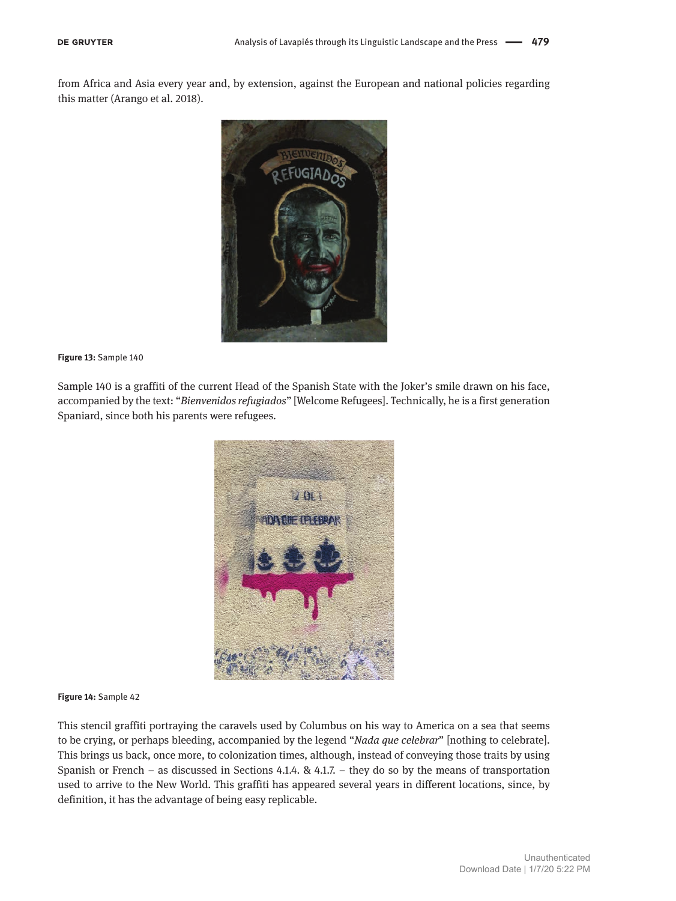from Africa and Asia every year and, by extension, against the European and national policies regarding this matter (Arango et al. 2018).

**Figure 13:** Sample 140

Sample 140 is a graffiti of the current Head of the Spanish State with the Joker's smile drawn on his face, accompanied by the text: "*Bienvenidos refugiados*" [Welcome Refugees]. Technically, he is a first generation Spaniard, since both his parents were refugees.

**Figure 14:** Sample 42

This stencil graffiti portraying the caravels used by Columbus on his way to America on a sea that seems to be crying, or perhaps bleeding, accompanied by the legend "*Nada que celebrar*" [nothing to celebrate]. This brings us back, once more, to colonization times, although, instead of conveying those traits by using Spanish or French – as discussed in Sections 4.1.4. & 4.1.7. – they do so by the means of transportation used to arrive to the New World. This graffiti has appeared several years in different locations, since, by definition, it has the advantage of being easy replicable.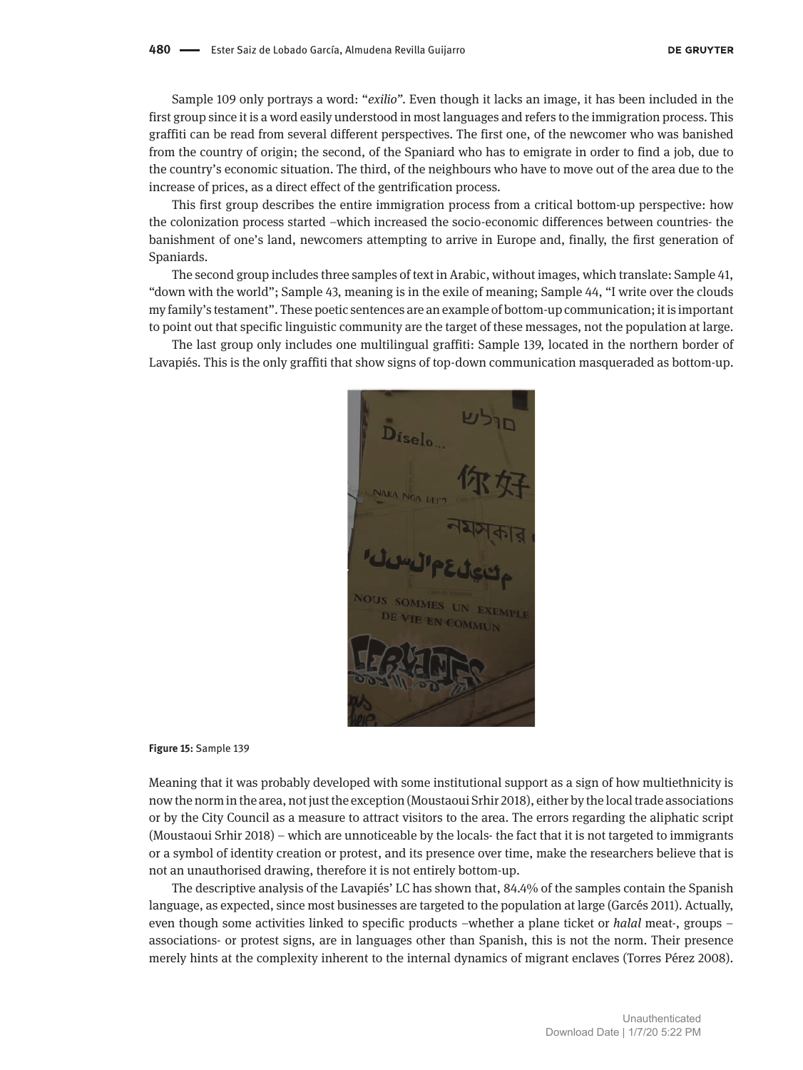Sample 109 only portrays a word: "*exilio*". Even though it lacks an image, it has been included in the first group since it is a word easily understood in most languages and refers to the immigration process. This graffiti can be read from several different perspectives. The first one, of the newcomer who was banished from the country of origin; the second, of the Spaniard who has to emigrate in order to find a job, due to the country's economic situation. The third, of the neighbours who have to move out of the area due to the increase of prices, as a direct effect of the gentrification process.

This first group describes the entire immigration process from a critical bottom-up perspective: how the colonization process started –which increased the socio-economic differences between countries- the banishment of one's land, newcomers attempting to arrive in Europe and, finally, the first generation of Spaniards.

The second group includes three samples of text in Arabic, without images, which translate: Sample 41, "down with the world"; Sample 43, meaning is in the exile of meaning; Sample 44, "I write over the clouds my family's testament". These poetic sentences are an example of bottom-up communication; it is important to point out that specific linguistic community are the target of these messages, not the population at large.

The last group only includes one multilingual graffiti: Sample 139, located in the northern border of Lavapiés. This is the only graffiti that show signs of top-down communication masqueraded as bottom-up.

**Figure 15:** Sample 139

Meaning that it was probably developed with some institutional support as a sign of how multiethnicity is now the norm in the area, not just the exception (Moustaoui Srhir 2018), either by the local trade associations or by the City Council as a measure to attract visitors to the area. The errors regarding the aliphatic script (Moustaoui Srhir 2018) – which are unnoticeable by the locals- the fact that it is not targeted to immigrants or a symbol of identity creation or protest, and its presence over time, make the researchers believe that is not an unauthorised drawing, therefore it is not entirely bottom-up.

The descriptive analysis of the Lavapiés' LC has shown that, 84.4% of the samples contain the Spanish language, as expected, since most businesses are targeted to the population at large (Garcés 2011). Actually, even though some activities linked to specific products –whether a plane ticket or *halal* meat-, groups – associations- or protest signs, are in languages other than Spanish, this is not the norm. Their presence merely hints at the complexity inherent to the internal dynamics of migrant enclaves (Torres Pérez 2008).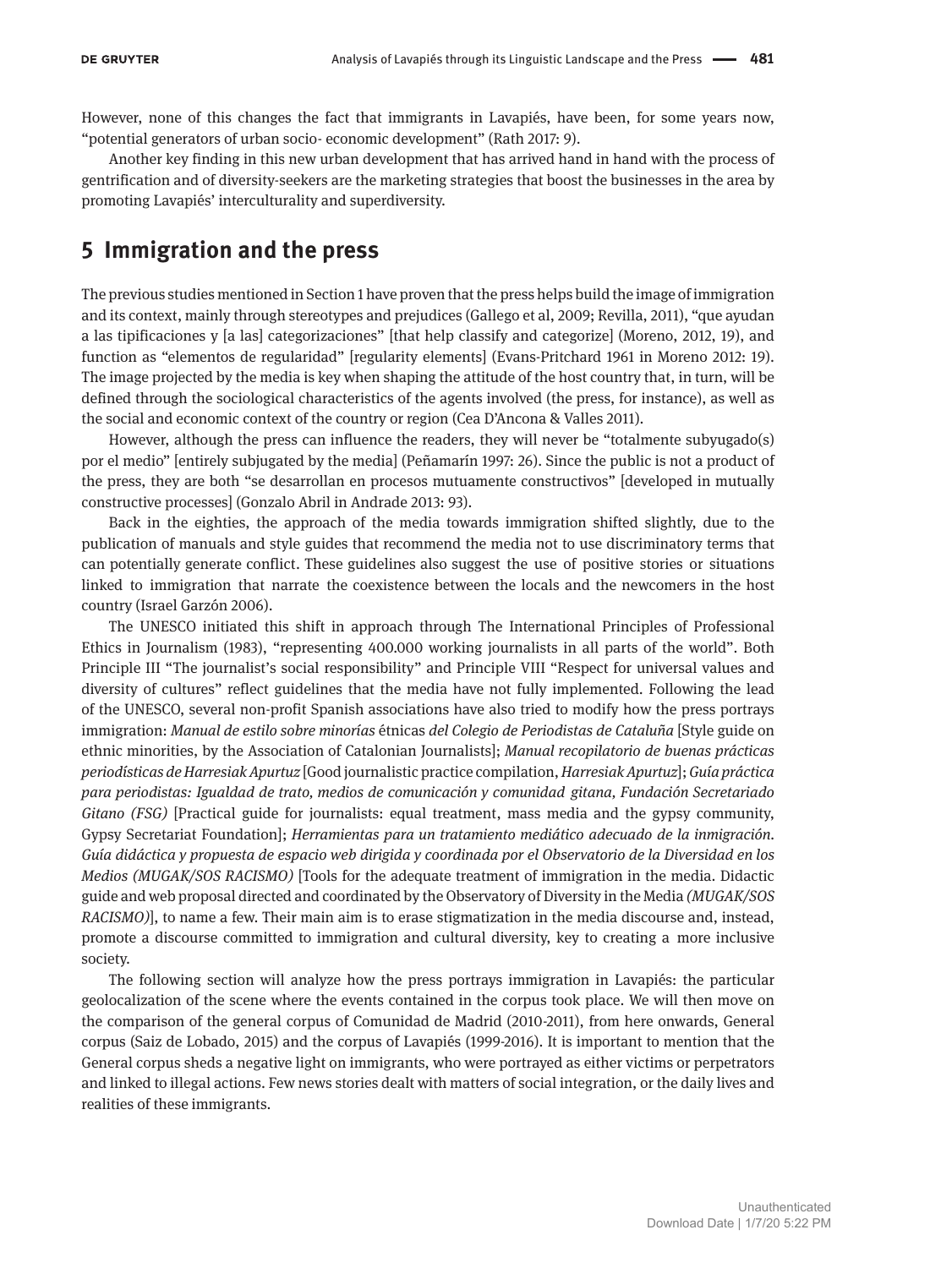However, none of this changes the fact that immigrants in Lavapiés, have been, for some years now, "potential generators of urban socio- economic development" (Rath 2017: 9).

Another key finding in this new urban development that has arrived hand in hand with the process of gentrification and of diversity-seekers are the marketing strategies that boost the businesses in the area by promoting Lavapiés' interculturality and superdiversity.

## 5 Immigration and the press

The previous studies mentioned in Section 1 have proven that the press helps build the image of immigration and its context, mainly through stereotypes and prejudices (Gallego et al, 2009; Revilla, 2011), "que ayudan a las tipificaciones y [a las] categorizaciones" [that help classify and categorize] (Moreno, 2012, 19), and function as "elementos de regularidad" [regularity elements] (Evans-Pritchard 1961 in Moreno 2012: 19). The image projected by the media is key when shaping the attitude of the host country that, in turn, will be defined through the sociological characteristics of the agents involved (the press, for instance), as well as the social and economic context of the country or region (Cea D'Ancona & Valles 2011).

However, although the press can influence the readers, they will never be "totalmente subyugado(s) por el medio" [entirely subjugated by the media] (Peñamarín 1997: 26). Since the public is not a product of the press, they are both "se desarrollan en procesos mutuamente constructivos" [developed in mutually constructive processes] (Gonzalo Abril in Andrade 2013: 93).

Back in the eighties, the approach of the media towards immigration shifted slightly, due to the publication of manuals and style guides that recommend the media not to use discriminatory terms that can potentially generate conflict. These guidelines also suggest the use of positive stories or situations linked to immigration that narrate the coexistence between the locals and the newcomers in the host country (Israel Garzón 2006).

The UNESCO initiated this shift in approach through The International Principles of Professional Ethics in Journalism (1983), "representing 400.000 working journalists in all parts of the world". Both Principle III "The journalist's social responsibility" and Principle VIII "Respect for universal values and diversity of cultures" reflect guidelines that the media have not fully implemented. Following the lead of the UNESCO, several non-profit Spanish associations have also tried to modify how the press portrays immigration: *Manual de estilo sobre minorías* étnicas *del Colegio de Periodistas de Cataluña* [Style guide on ethnic minorities, by the Association of Catalonian Journalists]; *Manual recopilatorio de buenas prácticas periodísticas de Harresiak Apurtuz* [Good journalistic practice compilation, *Harresiak Apurtuz*]; *Guía práctica para periodistas: Igualdad de trato, medios de comunicación y comunidad gitana, Fundación Secretariado Gitano (FSG)* [Practical guide for journalists: equal treatment, mass media and the gypsy community, Gypsy Secretariat Foundation]; *Herramientas para un tratamiento mediático adecuado de la inmigración. Guía didáctica y propuesta de espacio web dirigida y coordinada por el Observatorio de la Diversidad en los Medios (MUGAK/SOS RACISMO)* [Tools for the adequate treatment of immigration in the media. Didactic guide and web proposal directed and coordinated by the Observatory of Diversity in the Media *(MUGAK/SOS RACISMO)*], to name a few. Their main aim is to erase stigmatization in the media discourse and, instead, promote a discourse committed to immigration and cultural diversity, key to creating a more inclusive society.

The following section will analyze how the press portrays immigration in Lavapiés: the particular geolocalization of the scene where the events contained in the corpus took place. We will then move on the comparison of the general corpus of Comunidad de Madrid (2010-2011), from here onwards, General corpus (Saiz de Lobado, 2015) and the corpus of Lavapiés (1999-2016). It is important to mention that the General corpus sheds a negative light on immigrants, who were portrayed as either victims or perpetrators and linked to illegal actions. Few news stories dealt with matters of social integration, or the daily lives and realities of these immigrants.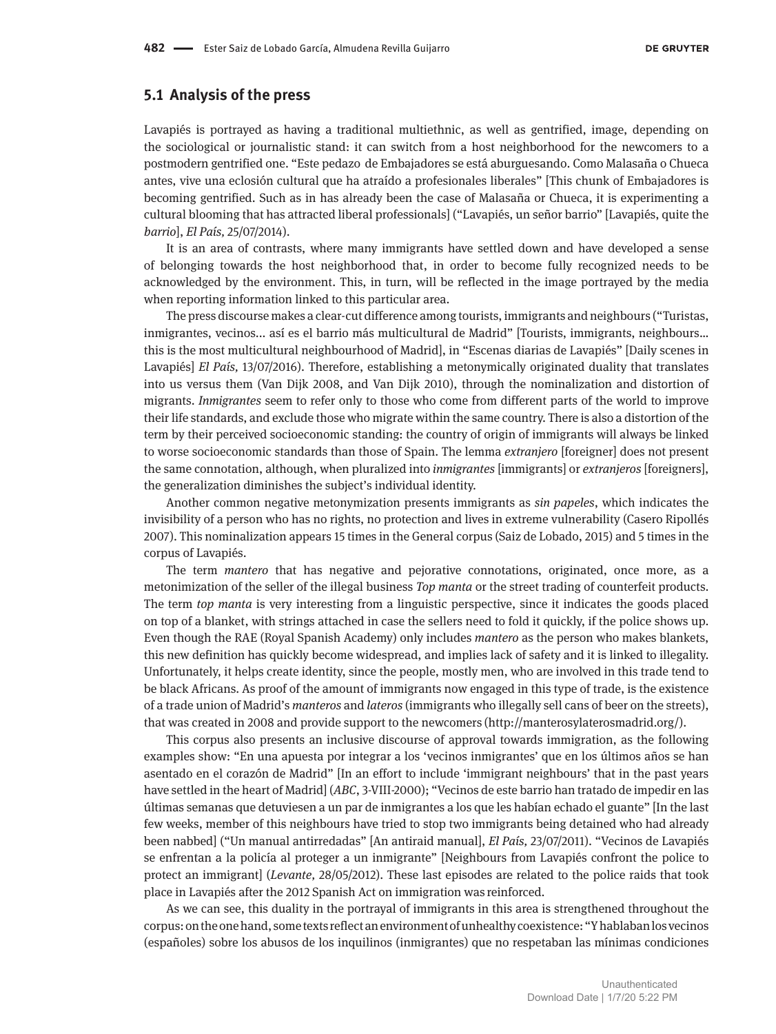## 5.1 Analysis of the press

Lavapiés is portrayed as having a traditional multiethnic, as well as gentrified, image, depending on the sociological or journalistic stand: it can switch from a host neighborhood for the newcomers to a postmodern gentrified one. "Este pedazo de Embajadores se está aburguesando. Como Malasaña o Chueca antes, vive una eclosión cultural que ha atraído a profesionales liberales" [This chunk of Embajadores is becoming gentrified. Such as in has already been the case of Malasaña or Chueca, it is experimenting a cultural blooming that has attracted liberal professionals] ("Lavapiés, un señor barrio" [Lavapiés, quite the *barrio*], *El País,* 25/07/2014).

It is an area of contrasts, where many immigrants have settled down and have developed a sense of belonging towards the host neighborhood that, in order to become fully recognized needs to be acknowledged by the environment. This, in turn, will be reflected in the image portrayed by the media when reporting information linked to this particular area.

The press discourse makes a clear-cut difference among tourists, immigrants and neighbours ("Turistas, inmigrantes, vecinos... así es el barrio más multicultural de Madrid" [Tourists, immigrants, neighbours... this is the most multicultural neighbourhood of Madrid], in "Escenas diarias de Lavapiés" [Daily scenes in Lavapiés] *El País,* 13/07/2016). Therefore, establishing a metonymically originated duality that translates into us versus them (Van Dijk 2008, and Van Dijk 2010), through the nominalization and distortion of migrants. *Inmigrantes* seem to refer only to those who come from different parts of the world to improve their life standards, and exclude those who migrate within the same country. There is also a distortion of the term by their perceived socioeconomic standing: the country of origin of immigrants will always be linked to worse socioeconomic standards than those of Spain. The lemma *extranjero* [foreigner] does not present the same connotation, although, when pluralized into *inmigrantes* [immigrants] or *extranjeros* [foreigners], the generalization diminishes the subject's individual identity.

Another common negative metonymization presents immigrants as *sin papeles*, which indicates the invisibility of a person who has no rights, no protection and lives in extreme vulnerability (Casero Ripollés 2007). This nominalization appears 15 times in the General corpus (Saiz de Lobado, 2015) and 5 times in the corpus of Lavapiés.

The term *mantero* that has negative and pejorative connotations, originated, once more, as a metonimization of the seller of the illegal business *Top manta* or the street trading of counterfeit products. The term *top manta* is very interesting from a linguistic perspective, since it indicates the goods placed on top of a blanket, with strings attached in case the sellers need to fold it quickly, if the police shows up. Even though the RAE (Royal Spanish Academy) only includes *mantero* as the person who makes blankets, this new definition has quickly become widespread, and implies lack of safety and it is linked to illegality. Unfortunately, it helps create identity, since the people, mostly men, who are involved in this trade tend to be black Africans. As proof of the amount of immigrants now engaged in this type of trade, is the existence of a trade union of Madrid's *manteros* and *lateros* (immigrants who illegally sell cans of beer on the streets), that was created in 2008 and provide support to the newcomers (http://manterosylaterosmadrid.org/).

This corpus also presents an inclusive discourse of approval towards immigration, as the following examples show: "En una apuesta por integrar a los 'vecinos inmigrantes' que en los últimos años se han asentado en el corazón de Madrid" [In an effort to include 'immigrant neighbours' that in the past years have settled in the heart of Madrid] (*ABC*, 3-VIII-2000); "Vecinos de este barrio han tratado de impedir en las últimas semanas que detuviesen a un par de inmigrantes a los que les habían echado el guante" [In the last few weeks, member of this neighbours have tried to stop two immigrants being detained who had already been nabbed] ("Un manual antirredadas" [An antiraid manual], *El País,* 23/07/2011). "Vecinos de Lavapiés se enfrentan a la policía al proteger a un inmigrante" [Neighbours from Lavapiés confront the police to protect an immigrant] (*Levante,* 28/05/2012). These last episodes are related to the police raids that took place in Lavapiés after the 2012 Spanish Act on immigration was reinforced.

As we can see, this duality in the portrayal of immigrants in this area is strengthened throughout the corpus: on the one hand, some texts reflect an environment of unhealthy coexistence: "Y hablaban los vecinos (españoles) sobre los abusos de los inquilinos (inmigrantes) que no respetaban las mínimas condiciones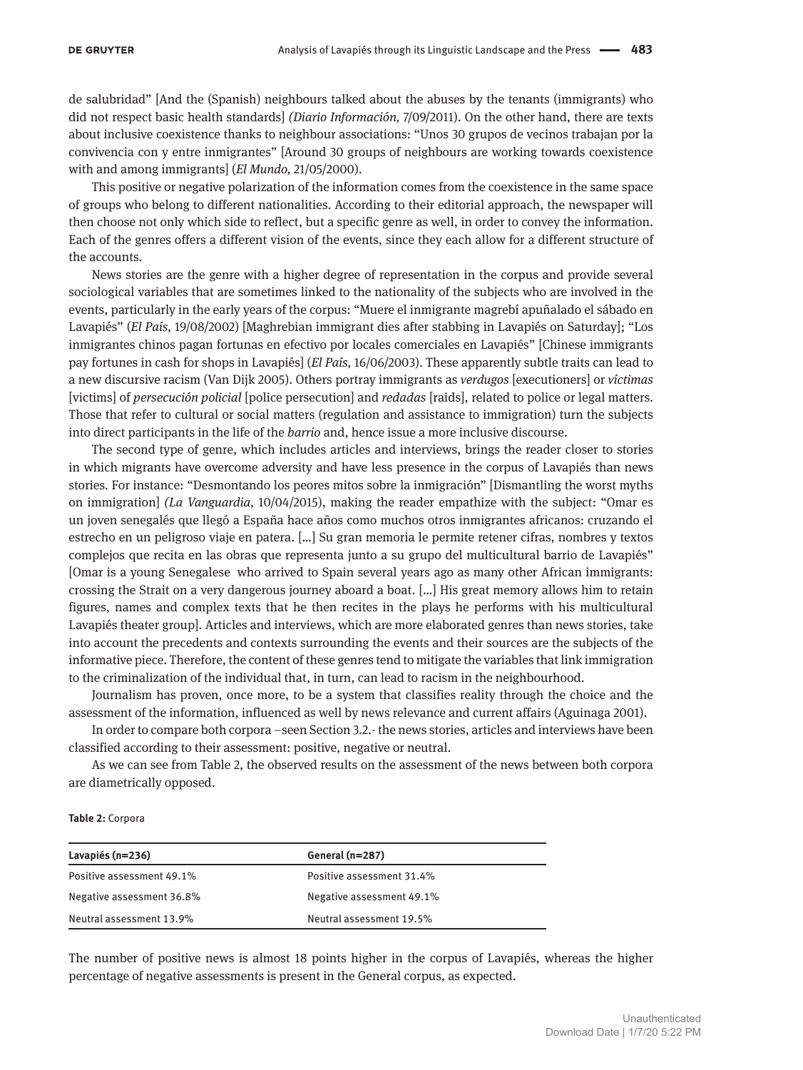de salubridad" [And the (Spanish) neighbours talked about the abuses by the tenants (immigrants) who did not respect basic health standards] *(Diario Información,* 7/09/2011). On the other hand, there are texts about inclusive coexistence thanks to neighbour associations: "Unos 30 grupos de vecinos trabajan por la convivencia con y entre inmigrantes" [Around 30 groups of neighbours are working towards coexistence with and among immigrants] (*El Mundo,* 21/05/2000).

This positive or negative polarization of the information comes from the coexistence in the same space of groups who belong to different nationalities. According to their editorial approach, the newspaper will then choose not only which side to reflect, but a specific genre as well, in order to convey the information. Each of the genres offers a different vision of the events, since they each allow for a different structure of the accounts.

News stories are the genre with a higher degree of representation in the corpus and provide several sociological variables that are sometimes linked to the nationality of the subjects who are involved in the events, particularly in the early years of the corpus: "Muere el inmigrante magrebí apuñalado el sábado en Lavapiés" (*El País,* 19/08/2002) [Maghrebian immigrant dies after stabbing in Lavapiés on Saturday]; "Los inmigrantes chinos pagan fortunas en efectivo por locales comerciales en Lavapiés" [Chinese immigrants pay fortunes in cash for shops in Lavapiés] (*El País,* 16/06/2003). These apparently subtle traits can lead to a new discursive racism (Van Dijk 2005). Others portray immigrants as *verdugos* [executioners] or *víctimas* [victims] of *persecución policial* [police persecution] and *redadas* [raids], related to police or legal matters. Those that refer to cultural or social matters (regulation and assistance to immigration) turn the subjects into direct participants in the life of the *barrio* and, hence issue a more inclusive discourse.

The second type of genre, which includes articles and interviews, brings the reader closer to stories in which migrants have overcome adversity and have less presence in the corpus of Lavapiés than news stories. For instance: "Desmontando los peores mitos sobre la inmigración" [Dismantling the worst myths on immigration] *(La Vanguardia,* 10/04/2015), making the reader empathize with the subject: "Omar es un joven senegalés que llegó a España hace años como muchos otros inmigrantes africanos: cruzando el estrecho en un peligroso viaje en patera. [...] Su gran memoria le permite retener cifras, nombres y textos complejos que recita en las obras que representa junto a su grupo del multicultural barrio de Lavapiés" [Omar is a young Senegalese who arrived to Spain several years ago as many other African immigrants: crossing the Strait on a very dangerous journey aboard a boat. [...] His great memory allows him to retain figures, names and complex texts that he then recites in the plays he performs with his multicultural Lavapiés theater group]. Articles and interviews, which are more elaborated genres than news stories, take into account the precedents and contexts surrounding the events and their sources are the subjects of the informative piece. Therefore, the content of these genres tend to mitigate the variables that link immigration to the criminalization of the individual that, in turn, can lead to racism in the neighbourhood.

Journalism has proven, once more, to be a system that classifies reality through the choice and the assessment of the information, influenced as well by news relevance and current affairs (Aguinaga 2001).

In order to compare both corpora –seen Section 3.2.- the news stories, articles and interviews have been classified according to their assessment: positive, negative or neutral.

As we can see from Table 2, the observed results on the assessment of the news between both corpora are diametrically opposed.

**Table 2:** Corpora

| Lavapiés (n=236) | General (n=287) |
|---|---|
| Positive assessment 49.1% | Positive assessment 31.4% |
| Negative assessment 36.8% | Negative assessment 49.1% |
| Neutral assessment 13.9% | Neutral assessment 19.5% |

The number of positive news is almost 18 points higher in the corpus of Lavapiés, whereas the higher percentage of negative assessments is present in the General corpus, as expected.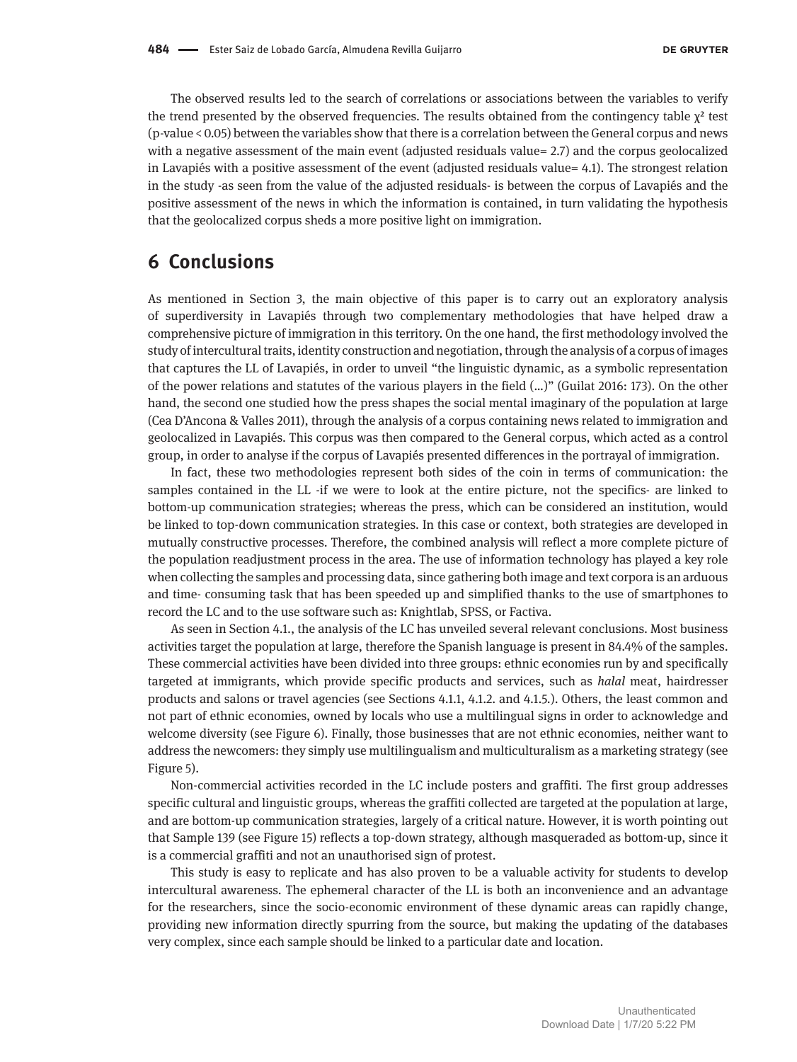The observed results led to the search of correlations or associations between the variables to verify the trend presented by the observed frequencies. The results obtained from the contingency table $\chi^2$ test ($p$-value < 0.05) between the variables show that there is a correlation between the General corpus and news with a negative assessment of the main event (adjusted residuals value= 2.7) and the corpus geolocalized in Lavapiés with a positive assessment of the event (adjusted residuals value= 4.1). The strongest relation in the study -as seen from the value of the adjusted residuals- is between the corpus of Lavapiés and the positive assessment of the news in which the information is contained, in turn validating the hypothesis that the geolocalized corpus sheds a more positive light on immigration.

# 6 Conclusions

As mentioned in Section 3, the main objective of this paper is to carry out an exploratory analysis of superdiversity in Lavapiés through two complementary methodologies that have helped draw a comprehensive picture of immigration in this territory. On the one hand, the first methodology involved the study of intercultural traits, identity construction and negotiation, through the analysis of a corpus of images that captures the LL of Lavapiés, in order to unveil "the linguistic dynamic, as a symbolic representation of the power relations and statutes of the various players in the field (...)" (Guilat 2016: 173). On the other hand, the second one studied how the press shapes the social mental imaginary of the population at large (Cea D'Ancona & Valles 2011), through the analysis of a corpus containing news related to immigration and geolocalized in Lavapiés. This corpus was then compared to the General corpus, which acted as a control group, in order to analyse if the corpus of Lavapiés presented differences in the portrayal of immigration.

In fact, these two methodologies represent both sides of the coin in terms of communication: the samples contained in the LL -if we were to look at the entire picture, not the specifics- are linked to bottom-up communication strategies; whereas the press, which can be considered an institution, would be linked to top-down communication strategies. In this case or context, both strategies are developed in mutually constructive processes. Therefore, the combined analysis will reflect a more complete picture of the population readjustment process in the area. The use of information technology has played a key role when collecting the samples and processing data, since gathering both image and text corpora is an arduous and time- consuming task that has been speeded up and simplified thanks to the use of smartphones to record the LC and to the use software such as: Knightlab, SPSS, or Factiva.

As seen in Section 4.1., the analysis of the LC has unveiled several relevant conclusions. Most business activities target the population at large, therefore the Spanish language is present in 84.4% of the samples. These commercial activities have been divided into three groups: ethnic economies run by and specifically targeted at immigrants, which provide specific products and services, such as *halal* meat, hairdresser products and salons or travel agencies (see Sections 4.1.1, 4.1.2. and 4.1.5.). Others, the least common and not part of ethnic economies, owned by locals who use a multilingual signs in order to acknowledge and welcome diversity (see Figure 6). Finally, those businesses that are not ethnic economies, neither want to address the newcomers: they simply use multilingualism and multiculturalism as a marketing strategy (see Figure 5).

Non-commercial activities recorded in the LC include posters and graffiti. The first group addresses specific cultural and linguistic groups, whereas the graffiti collected are targeted at the population at large, and are bottom-up communication strategies, largely of a critical nature. However, it is worth pointing out that Sample 139 (see Figure 15) reflects a top-down strategy, although masqueraded as bottom-up, since it is a commercial graffiti and not an unauthorised sign of protest.

This study is easy to replicate and has also proven to be a valuable activity for students to develop intercultural awareness. The ephemeral character of the LL is both an inconvenience and an advantage for the researchers, since the socio-economic environment of these dynamic areas can rapidly change, providing new information directly spurring from the source, but making the updating of the databases very complex, since each sample should be linked to a particular date and location.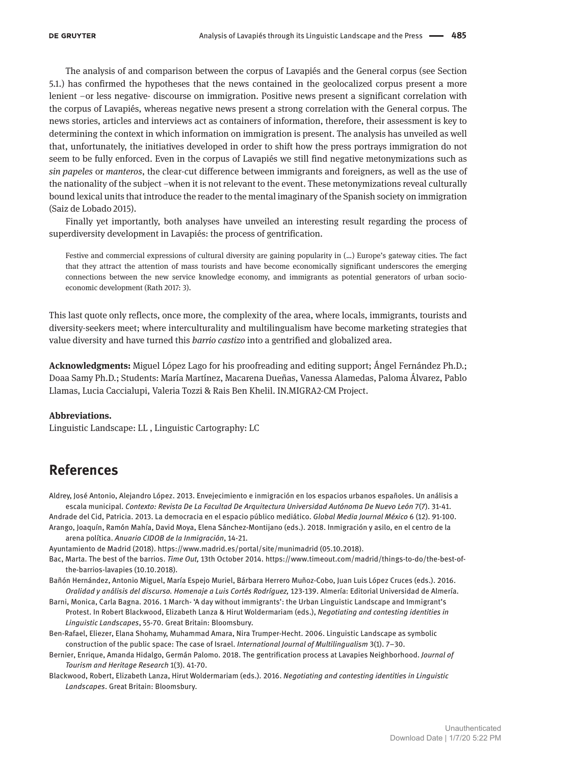The analysis of and comparison between the corpus of Lavapiés and the General corpus (see Section 5.1.) has confirmed the hypotheses that the news contained in the geolocalized corpus present a more lenient –or less negative- discourse on immigration. Positive news present a significant correlation with the corpus of Lavapiés, whereas negative news present a strong correlation with the General corpus. The news stories, articles and interviews act as containers of information, therefore, their assessment is key to determining the context in which information on immigration is present. The analysis has unveiled as well that, unfortunately, the initiatives developed in order to shift how the press portrays immigration do not seem to be fully enforced. Even in the corpus of Lavapiés we still find negative metonymizations such as *sin papeles* or *manteros*, the clear-cut difference between immigrants and foreigners, as well as the use of the nationality of the subject –when it is not relevant to the event. These metonymizations reveal culturally bound lexical units that introduce the reader to the mental imaginary of the Spanish society on immigration (Saiz de Lobado 2015).

Finally yet importantly, both analyses have unveiled an interesting result regarding the process of superdiversity development in Lavapiés: the process of gentrification.

> Festive and commercial expressions of cultural diversity are gaining popularity in (...) Europe's gateway cities. The fact that they attract the attention of mass tourists and have become economically significant underscores the emerging connections between the new service knowledge economy, and immigrants as potential generators of urban socio-economic development (Rath 2017: 3).

This last quote only reflects, once more, the complexity of the area, where locals, immigrants, tourists and diversity-seekers meet; where interculturality and multilingualism have become marketing strategies that value diversity and have turned this *barrio castizo* into a gentrified and globalized area.

**Acknowledgments:** Miguel López Lago for his proofreading and editing support; Ángel Fernández Ph.D.; Doaa Samy Ph.D.; Students: María Martínez, Macarena Dueñas, Vanessa Alamedas, Paloma Álvarez, Pablo Llamas, Lucia Caccialupi, Valeria Tozzi & Rais Ben Khelil. IN.MIGRA2-CM Project.

**Abbreviations.**
Linguistic Landscape: LL , Linguistic Cartography: LC

## References

Aldrey, José Antonio, Alejandro López. 2013. Envejecimiento e inmigración en los espacios urbanos españoles. Un análisis a escala municipal. *Contexto: Revista De La Facultad De Arquitectura Universidad Autónoma De Nuevo León* 7(7). 31-41.

Andrade del Cid, Patricia. 2013. La democracia en el espacio público mediático. *Global Media Journal México* 6 (12). 91-100.

Arango, Joaquín, Ramón Mahía, David Moya, Elena Sánchez-Montijano (eds.). 2018. Inmigración y asilo, en el centro de la arena política. *Anuario CIDOB de la Inmigración*, 14-21.

Ayuntamiento de Madrid (2018). https://www.madrid.es/portal/site/munimadrid (05.10.2018).

Bac, Marta. The best of the barrios. *Time Out,* 13th October 2014. https://www.timeout.com/madrid/things-to-do/the-best-of-the-barrios-lavapies (10.10.2018).

Bañón Hernández, Antonio Miguel, María Espejo Muriel, Bárbara Herrero Muñoz-Cobo, Juan Luis López Cruces (eds.). 2016. *Oralidad y análisis del discurso. Homenaje a Luis Cortés Rodríguez,* 123-139. Almería: Editorial Universidad de Almería.

Barni, Monica, Carla Bagna. 2016. 1 March- 'A day without immigrants': the Urban Linguistic Landscape and Immigrant's Protest. In Robert Blackwood, Elizabeth Lanza & Hirut Woldermariam (eds.), *Negotiating and contesting identities in Linguistic Landscapes*, 55-70. Great Britain: Bloomsbury.

Ben-Rafael, Eliezer, Elana Shohamy, Muhammad Amara, Nira Trumper-Hecht. 2006. Linguistic Landscape as symbolic construction of the public space: The case of Israel. *International Journal of Multilingualism* 3(1). 7–30.

Bernier, Enrique, Amanda Hidalgo, Germán Palomo. 2018. The gentrification process at Lavapies Neighborhood. *Journal of Tourism and Heritage Research* 1(3). 41-70.

Blackwood, Robert, Elizabeth Lanza, Hirut Woldermariam (eds.). 2016. *Negotiating and contesting identities in Linguistic Landscapes*. Great Britain: Bloomsbury.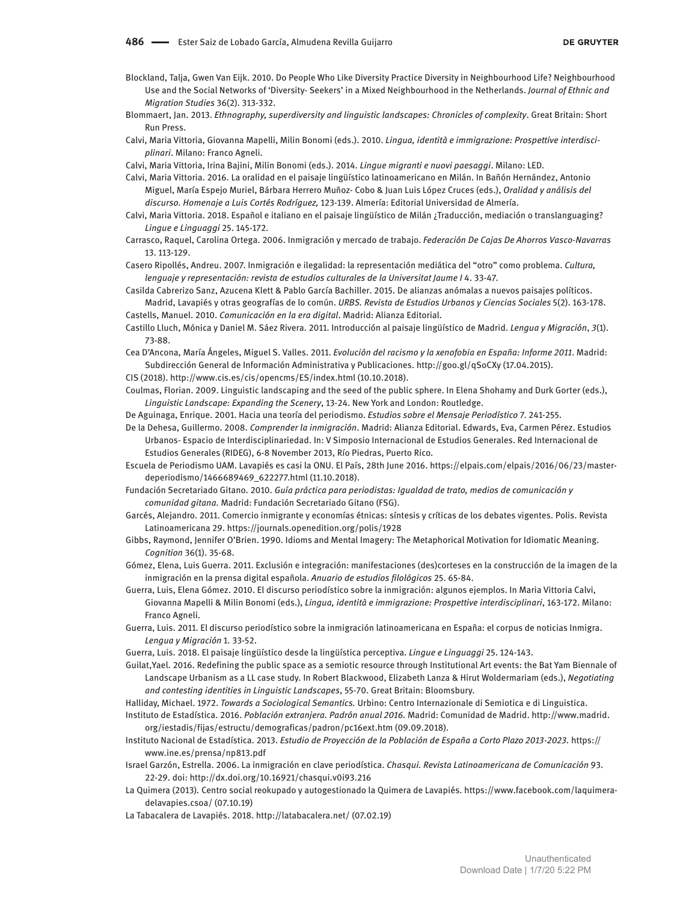Blockland, Talja, Gwen Van Eijk. 2010. Do People Who Like Diversity Practice Diversity in Neighbourhood Life? Neighbourhood Use and the Social Networks of 'Diversity- Seekers' in a Mixed Neighbourhood in the Netherlands. *Journal of Ethnic and Migration Studies* 36(2). 313-332.

Blommaert, Jan. 2013. *Ethnography, superdiversity and linguistic landscapes: Chronicles of complexity*. Great Britain: Short Run Press.

Calvi, Maria Vittoria, Giovanna Mapelli, Milin Bonomi (eds.). 2010. *Lingua, identità e immigrazione: Prospettive interdisciplinari*. Milano: Franco Agneli.

Calvi, Maria Vittoria, Irina Bajini, Milin Bonomi (eds.). 2014. *Lingue migranti e nuovi paesaggi*. Milano: LED.

Calvi, Maria Vittoria. 2016. La oralidad en el paisaje lingüístico latinoamericano en Milán. In Bañón Hernández, Antonio Miguel, María Espejo Muriel, Bárbara Herrero Muñoz- Cobo & Juan Luis López Cruces (eds.), *Oralidad y análisis del discurso. Homenaje a Luis Cortés Rodríguez,* 123-139. Almería: Editorial Universidad de Almería.

Calvi, Maria Vittoria. 2018. Español e italiano en el paisaje lingüístico de Milán ¿Traducción, mediación o translanguaging? *Lingue e Linguaggi* 25. 145-172.

Carrasco, Raquel, Carolina Ortega. 2006. Inmigración y mercado de trabajo. *Federación De Cajas De Ahorros Vasco-Navarras* 13. 113-129.

Casero Ripollés, Andreu. 2007. Inmigración e ilegalidad: la representación mediática del "otro" como problema. *Cultura, lenguaje y representación: revista de estudios culturales de la Universitat Jaume I* 4. 33-47.

Casilda Cabrerizo Sanz, Azucena Klett & Pablo García Bachiller. 2015. De alianzas anómalas a nuevos paisajes políticos. Madrid, Lavapiés y otras geografías de lo común. *URBS. Revista de Estudios Urbanos y Ciencias Sociales* 5(2). 163-178.

Castells, Manuel. 2010. *Comunicación en la era digital*. Madrid: Alianza Editorial.

Castillo Lluch, Mónica y Daniel M. Sáez Rivera. 2011. Introducción al paisaje lingüístico de Madrid. *Lengua y Migración*, *3*(1). 73-88.

Cea D'Ancona, María Ángeles, Miguel S. Valles. 2011. *Evolución del racismo y la xenofobia en España: Informe 2011*. Madrid: Subdirección General de Información Administrativa y Publicaciones. http://goo.gl/qSoCXy (17.04.2015).

CIS (2018). http://www.cis.es/cis/opencms/ES/index.html (10.10.2018).

Coulmas, Florian. 2009. Linguistic landscaping and the seed of the public sphere. In Elena Shohamy and Durk Gorter (eds.), *Linguistic Landscape: Expanding the Scenery*, 13-24. New York and London: Routledge.

De Aguinaga, Enrique. 2001. Hacia una teoría del periodismo. *Estudios sobre el Mensaje Periodístico* 7. 241-255.

De la Dehesa, Guillermo. 2008. *Comprender la inmigración*. Madrid: Alianza Editorial. Edwards, Eva, Carmen Pérez. Estudios Urbanos- Espacio de Interdisciplinariedad. In: V Simposio Internacional de Estudios Generales. Red Internacional de Estudios Generales (RIDEG), 6-8 November 2013, Río Piedras, Puerto Rico.

Escuela de Periodismo UAM. Lavapiés es casi la ONU. El País, 28th June 2016. https://elpais.com/elpais/2016/06/23/masterdeperiodismo/1466689469_622277.html (11.10.2018).

Fundación Secretariado Gitano. 2010. *Guía práctica para periodistas: Igualdad de trato, medios de comunicación y comunidad gitana.* Madrid: Fundación Secretariado Gitano (FSG).

Garcés, Alejandro. 2011. Comercio inmigrante y economías étnicas: síntesis y críticas de los debates vigentes. Polis. Revista Latinoamericana 29. https://journals.openedition.org/polis/1928

Gibbs, Raymond, Jennifer O'Brien. 1990. Idioms and Mental Imagery: The Metaphorical Motivation for Idiomatic Meaning. *Cognition* 36(1). 35-68.

Gómez, Elena, Luis Guerra. 2011. Exclusión e integración: manifestaciones (des)corteses en la construcción de la imagen de la inmigración en la prensa digital española. *Anuario de estudios filológicos* 25. 65-84.

Guerra, Luis, Elena Gómez. 2010. El discurso periodístico sobre la inmigración: algunos ejemplos. In Maria Vittoria Calvi, Giovanna Mapelli & Milin Bonomi (eds.), *Lingua, identità e immigrazione: Prospettive interdisciplinari*, 163-172. Milano: Franco Agneli.

Guerra, Luis. 2011. El discurso periodístico sobre la inmigración latinoamericana en España: el corpus de noticias Inmigra. *Lengua y Migración* 1. 33-52.

Guerra, Luis. 2018. El paisaje lingüístico desde la lingüística perceptiva. *Lingue e Linguaggi* 25. 124-143.

Guilat,Yael. 2016. Redefining the public space as a semiotic resource through Institutional Art events: the Bat Yam Biennale of Landscape Urbanism as a LL case study. In Robert Blackwood, Elizabeth Lanza & Hirut Woldermariam (eds.), *Negotiating and contesting identities in Linguistic Landscapes*, 55-70. Great Britain: Bloomsbury.

Halliday, Michael. 1972. *Towards a Sociological Semantics.* Urbino: Centro Internazionale di Semiotica e di Linguistica.

Instituto de Estadística. 2016. *Población extranjera. Padrón anual 2016.* Madrid: Comunidad de Madrid. http://www.madrid.org/iestadis/fijas/estructu/demograficas/padron/pc16ext.htm (09.09.2018).

Instituto Nacional de Estadística. 2013. *Estudio de Proyección de la Población de España a Corto Plazo 2013-2023.* https://www.ine.es/prensa/np813.pdf

Israel Garzón, Estrella. 2006. La inmigración en clave periodística. *Chasqui. Revista Latinoamericana de Comunicación* 93. 22-29. doi: http://dx.doi.org/10.16921/chasqui.v0i93.216

La Quimera (2013). Centro social reokupado y autogestionado la Quimera de Lavapiés. https://www.facebook.com/laquimeradelavapies.csoa/ (07.10.19)

La Tabacalera de Lavapiés. 2018. http://latabacalera.net/ (07.02.19)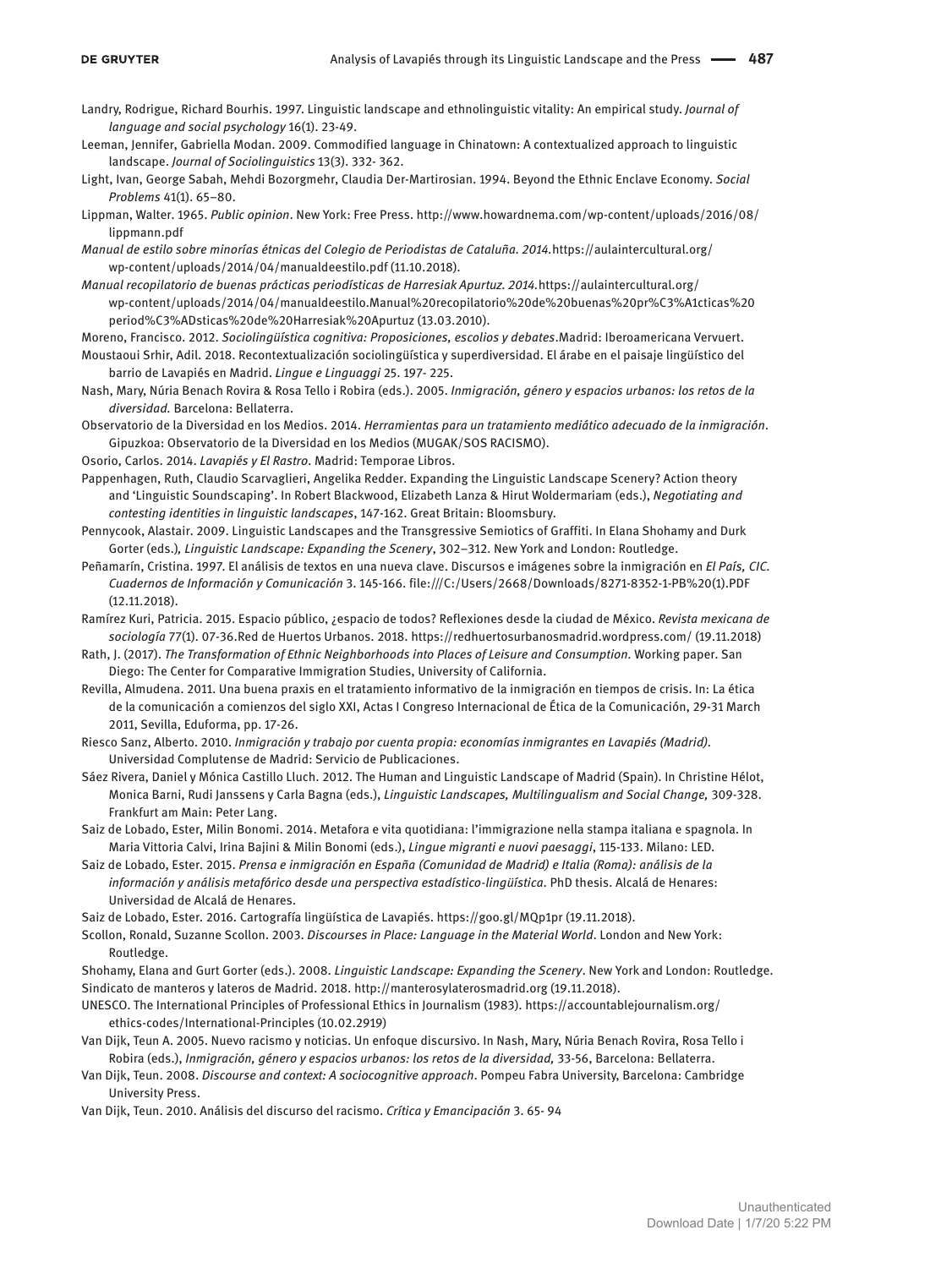Landry, Rodrigue, Richard Bourhis. 1997. Linguistic landscape and ethnolinguistic vitality: An empirical study. *Journal of language and social psychology* 16(1). 23-49.

Leeman, Jennifer, Gabriella Modan. 2009. Commodified language in Chinatown: A contextualized approach to linguistic landscape. *Journal of Sociolinguistics* 13(3). 332- 362.

Light, Ivan, George Sabah, Mehdi Bozorgmehr, Claudia Der-Martirosian. 1994. Beyond the Ethnic Enclave Economy. *Social Problems* 41(1). 65–80.

Lippman, Walter. 1965. *Public opinion*. New York: Free Press. http://www.howardnema.com/wp-content/uploads/2016/08/lippmann.pdf

*Manual de estilo sobre minorías étnicas del Colegio de Periodistas de Cataluña. 2014.*https://aulaintercultural.org/wp-content/uploads/2014/04/manualdeestilo.pdf (11.10.2018).

*Manual recopilatorio de buenas prácticas periodísticas de Harresiak Apurtuz. 2014.*https://aulaintercultural.org/wp-content/uploads/2014/04/manualdeestilo.Manual%20recopilatorio%20de%20buenas%20pr%C3%A1cticas%20period%C3%ADsticas%20de%20Harresiak%20Apurtuz (13.03.2010).

Moreno, Francisco. 2012. *Sociolingüística cognitiva: Proposiciones, escolios y debates*.Madrid: Iberoamericana Vervuert.

Moustaoui Srhir, Adil. 2018. Recontextualización sociolingüística y superdiversidad. El árabe en el paisaje lingüístico del barrio de Lavapiés en Madrid. *Lingue e Linguaggi* 25. 197- 225.

Nash, Mary, Núria Benach Rovira & Rosa Tello i Robira (eds.). 2005. *Inmigración, género y espacios urbanos: los retos de la diversidad.* Barcelona: Bellaterra.

Observatorio de la Diversidad en los Medios. 2014. *Herramientas para un tratamiento mediático adecuado de la inmigración*. Gipuzkoa: Observatorio de la Diversidad en los Medios (MUGAK/SOS RACISMO).

Osorio, Carlos. 2014. *Lavapiés y El Rastro*. Madrid: Temporae Libros.

Pappenhagen, Ruth, Claudio Scarvaglieri, Angelika Redder. Expanding the Linguistic Landscape Scenery? Action theory and 'Linguistic Soundscaping'. In Robert Blackwood, Elizabeth Lanza & Hirut Woldermariam (eds.), *Negotiating and contesting identities in linguistic landscapes*, 147-162. Great Britain: Bloomsbury.

Pennycook, Alastair. 2009. Linguistic Landscapes and the Transgressive Semiotics of Graffiti. In Elana Shohamy and Durk Gorter (eds.)*, Linguistic Landscape: Expanding the Scenery*, 302–312. New York and London: Routledge.

Peñamarín, Cristina. 1997. El análisis de textos en una nueva clave. Discursos e imágenes sobre la inmigración en *El País, CIC. Cuadernos de Información y Comunicación* 3. 145-166. file:///C:/Users/2668/Downloads/8271-8352-1-PB%20(1).PDF (12.11.2018).

Ramírez Kuri, Patricia. 2015. Espacio público, ¿espacio de todos? Reflexiones desde la ciudad de México. *Revista mexicana de sociología* 77(1). 07-36.Red de Huertos Urbanos. 2018. https://redhuertosurbanosmadrid.wordpress.com/ (19.11.2018)

Rath, J. (2017). *The Transformation of Ethnic Neighborhoods into Places of Leisure and Consumption.* Working paper. San Diego: The Center for Comparative Immigration Studies, University of California.

Revilla, Almudena. 2011. Una buena praxis en el tratamiento informativo de la inmigración en tiempos de crisis. In: La ética de la comunicación a comienzos del siglo XXI, Actas I Congreso Internacional de Ética de la Comunicación, 29-31 March 2011, Sevilla, Eduforma, pp. 17-26.

Riesco Sanz, Alberto. 2010. *Inmigración y trabajo por cuenta propia: economías inmigrantes en Lavapiés (Madrid).* Universidad Complutense de Madrid: Servicio de Publicaciones.

Sáez Rivera, Daniel y Mónica Castillo Lluch. 2012. The Human and Linguistic Landscape of Madrid (Spain). In Christine Hélot, Monica Barni, Rudi Janssens y Carla Bagna (eds.), *Linguistic Landscapes, Multilingualism and Social Change,* 309-328. Frankfurt am Main: Peter Lang.

Saiz de Lobado, Ester, Milin Bonomi. 2014. Metafora e vita quotidiana: l'immigrazione nella stampa italiana e spagnola. In Maria Vittoria Calvi, Irina Bajini & Milin Bonomi (eds.), *Lingue migranti e nuovi paesaggi*, 115-133. Milano: LED.

Saiz de Lobado, Ester. 2015. *Prensa e inmigración en España (Comunidad de Madrid) e Italia (Roma): análisis de la información y análisis metafórico desde una perspectiva estadístico-lingüística*. PhD thesis. Alcalá de Henares: Universidad de Alcalá de Henares.

Saiz de Lobado, Ester. 2016. Cartografía lingüística de Lavapiés. https://goo.gl/MQp1pr (19.11.2018).

Scollon, Ronald, Suzanne Scollon. 2003. *Discourses in Place: Language in the Material World*. London and New York: Routledge.

Shohamy, Elana and Gurt Gorter (eds.). 2008. *Linguistic Landscape: Expanding the Scenery*. New York and London: Routledge.

Sindicato de manteros y lateros de Madrid. 2018. http://manterosylaterosmadrid.org (19.11.2018).

UNESCO. The International Principles of Professional Ethics in Journalism (1983). https://accountablejournalism.org/ethics-codes/International-Principles (10.02.2919)

Van Dijk, Teun A. 2005. Nuevo racismo y noticias. Un enfoque discursivo. In Nash, Mary, Núria Benach Rovira, Rosa Tello i Robira (eds.), *Inmigración, género y espacios urbanos: los retos de la diversidad,* 33-56, Barcelona: Bellaterra.

Van Dijk, Teun. 2008. *Discourse and context: A sociocognitive approach*. Pompeu Fabra University, Barcelona: Cambridge University Press.

Van Dijk, Teun. 2010. Análisis del discurso del racismo. *Crítica y Emancipación* 3. 65- 94